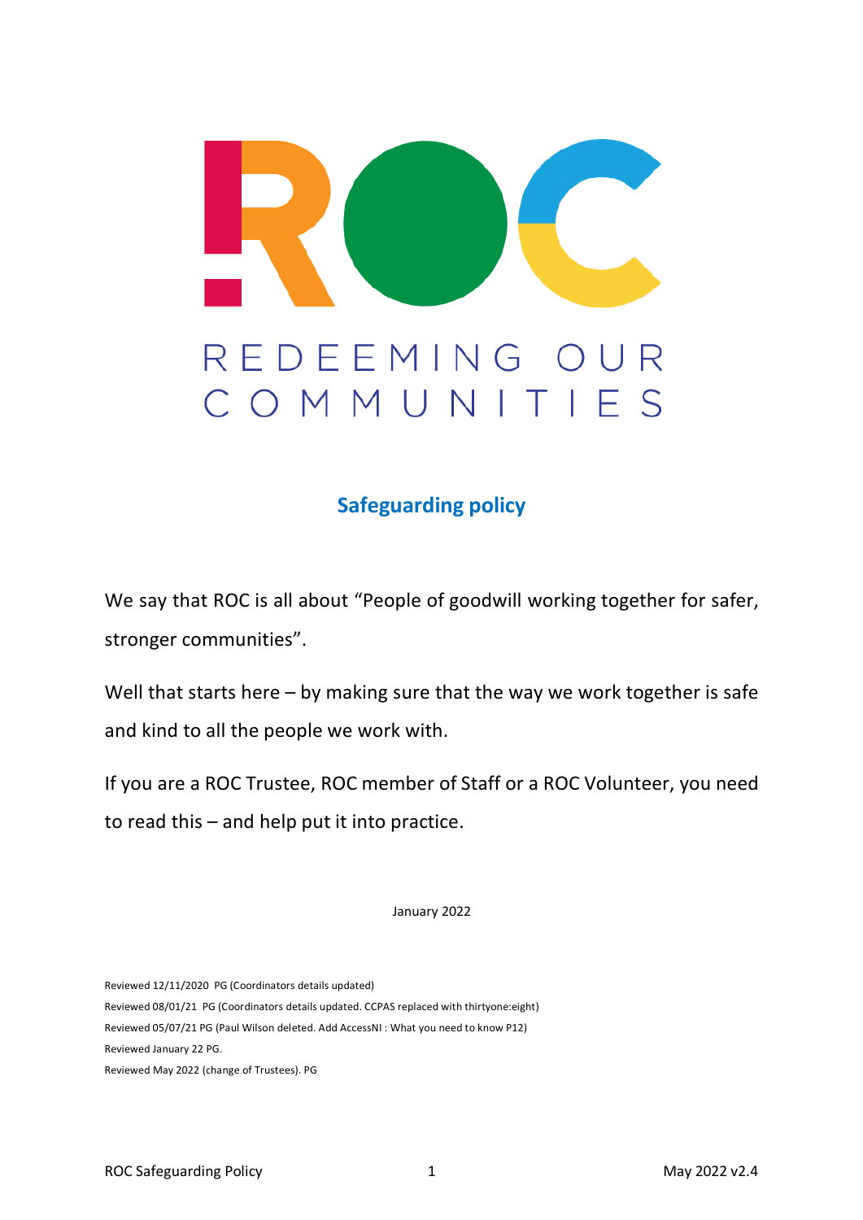REDEEMING OUR COMMUNITIES

# Safeguarding policy

We say that ROC is all about "People of goodwill working together for safer, stronger communities".

Well that starts here – by making sure that the way we work together is safe and kind to all the people we work with.

If you are a ROC Trustee, ROC member of Staff or a ROC Volunteer, you need to read this – and help put it into practice.

January 2022

Reviewed 12/11/2020 PG (Coordinators details updated)
Reviewed 08/01/21 PG (Coordinators details updated. CCPAS replaced with thirtyone:eight)
Reviewed 05/07/21 PG (Paul Wilson deleted. Add AccessNI : What you need to know P12)
Reviewed January 22 PG.
Reviewed May 2022 (change of Trustees). PG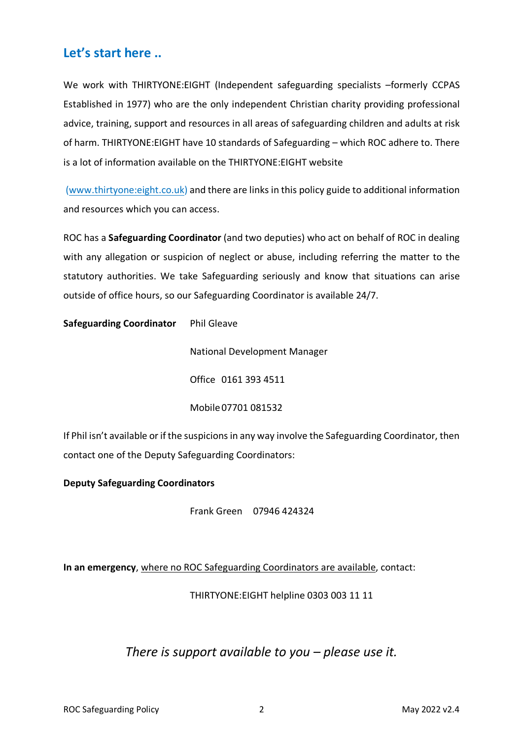## Let's start here ..

We work with THIRTYONE:EIGHT (Independent safeguarding specialists –formerly CCPAS Established in 1977) who are the only independent Christian charity providing professional advice, training, support and resources in all areas of safeguarding children and adults at risk of harm. THIRTYONE:EIGHT have 10 standards of Safeguarding – which ROC adhere to. There is a lot of information available on the THIRTYONE:EIGHT website

(www.thirtyone:eight.co.uk) and there are links in this policy guide to additional information and resources which you can access.

ROC has a **Safeguarding Coordinator** (and two deputies) who act on behalf of ROC in dealing with any allegation or suspicion of neglect or abuse, including referring the matter to the statutory authorities. We take Safeguarding seriously and know that situations can arise outside of office hours, so our Safeguarding Coordinator is available 24/7.

**Safeguarding Coordinator** Phil Gleave

National Development Manager

Office 0161 393 4511

Mobile 07701 081532

If Phil isn't available or if the suspicions in any way involve the Safeguarding Coordinator, then contact one of the Deputy Safeguarding Coordinators:

**Deputy Safeguarding Coordinators**

Frank Green 07946 424324

**In an emergency**, where no ROC Safeguarding Coordinators are available, contact:

THIRTYONE:EIGHT helpline 0303 003 11 11

*There is support available to you – please use it.*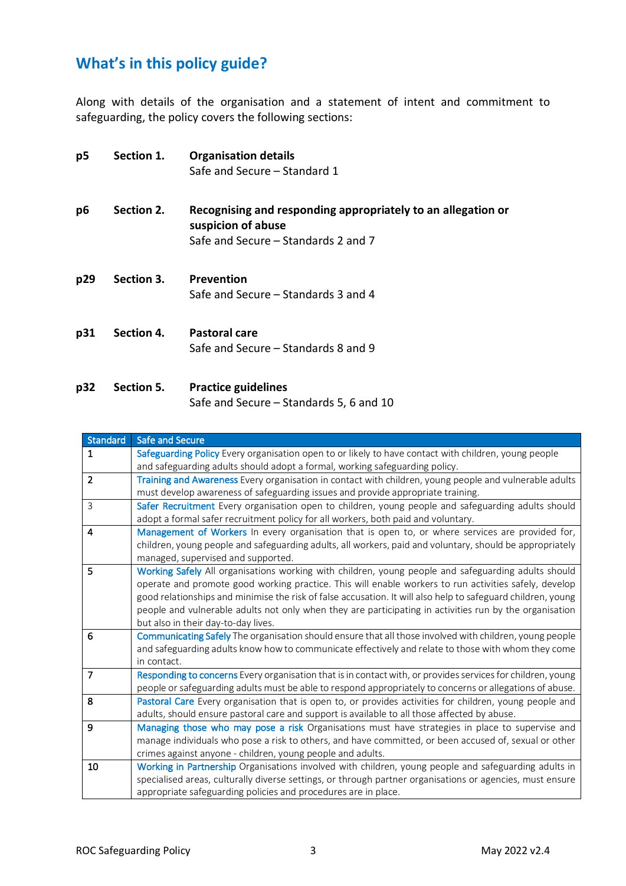## What's in this policy guide?

Along with details of the organisation and a statement of intent and commitment to safeguarding, the policy covers the following sections:

| | | |
|---|---|---|
| p5 | Section 1. | **Organisation details**<br>Safe and Secure – Standard 1 |
| p6 | Section 2. | **Recognising and responding appropriately to an allegation or suspicion of abuse**<br>Safe and Secure – Standards 2 and 7 |
| p29 | Section 3. | **Prevention**<br>Safe and Secure – Standards 3 and 4 |
| p31 | Section 4. | **Pastoral care**<br>Safe and Secure – Standards 8 and 9 |
| p32 | Section 5. | **Practice guidelines**<br>Safe and Secure – Standards 5, 6 and 10 |

| Standard | Safe and Secure |
|---|---|
| 1 | Safeguarding Policy Every organisation open to or likely to have contact with children, young people and safeguarding adults should adopt a formal, working safeguarding policy. |
| 2 | Training and Awareness Every organisation in contact with children, young people and vulnerable adults must develop awareness of safeguarding issues and provide appropriate training. |
| 3 | Safer Recruitment Every organisation open to children, young people and safeguarding adults should adopt a formal safer recruitment policy for all workers, both paid and voluntary. |
| 4 | Management of Workers In every organisation that is open to, or where services are provided for, children, young people and safeguarding adults, all workers, paid and voluntary, should be appropriately managed, supervised and supported. |
| 5 | Working Safely All organisations working with children, young people and safeguarding adults should operate and promote good working practice. This will enable workers to run activities safely, develop good relationships and minimise the risk of false accusation. It will also help to safeguard children, young people and vulnerable adults not only when they are participating in activities run by the organisation but also in their day-to-day lives. |
| 6 | Communicating Safely The organisation should ensure that all those involved with children, young people and safeguarding adults know how to communicate effectively and relate to those with whom they come in contact. |
| 7 | Responding to concerns Every organisation that is in contact with, or provides services for children, young people or safeguarding adults must be able to respond appropriately to concerns or allegations of abuse. |
| 8 | Pastoral Care Every organisation that is open to, or provides activities for children, young people and adults, should ensure pastoral care and support is available to all those affected by abuse. |
| 9 | Managing those who may pose a risk Organisations must have strategies in place to supervise and manage individuals who pose a risk to others, and have committed, or been accused of, sexual or other crimes against anyone - children, young people and adults. |
| 10 | Working in Partnership Organisations involved with children, young people and safeguarding adults in specialised areas, culturally diverse settings, or through partner organisations or agencies, must ensure appropriate safeguarding policies and procedures are in place. |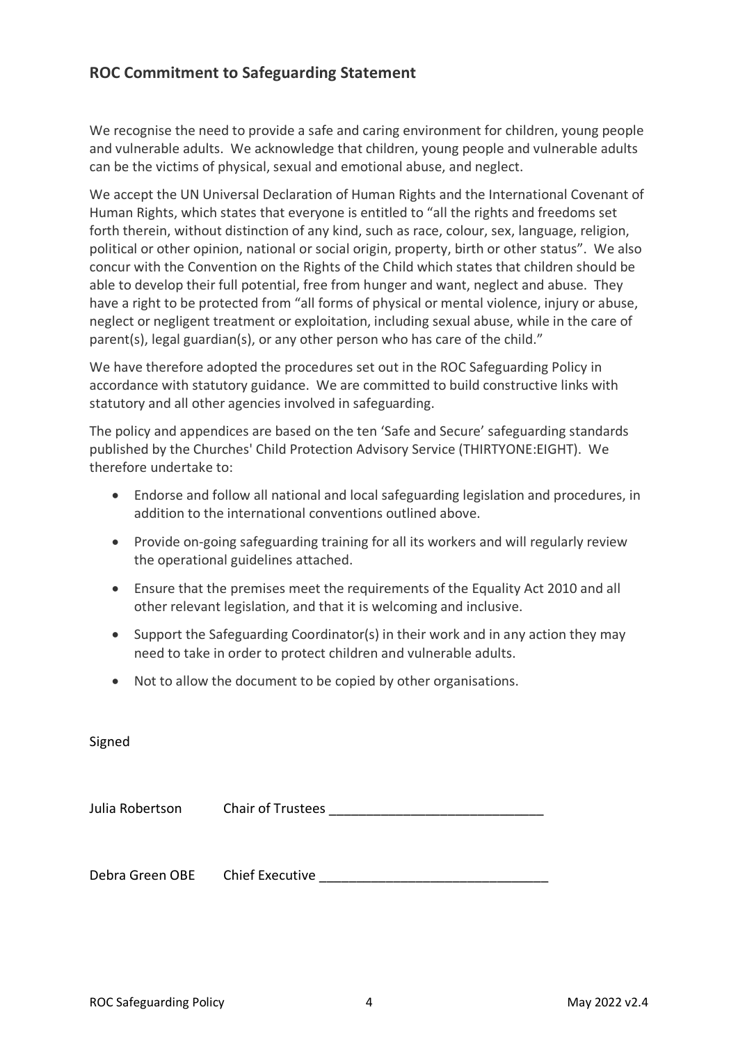## ROC Commitment to Safeguarding Statement

We recognise the need to provide a safe and caring environment for children, young people and vulnerable adults. We acknowledge that children, young people and vulnerable adults can be the victims of physical, sexual and emotional abuse, and neglect.

We accept the UN Universal Declaration of Human Rights and the International Covenant of Human Rights, which states that everyone is entitled to "all the rights and freedoms set forth therein, without distinction of any kind, such as race, colour, sex, language, religion, political or other opinion, national or social origin, property, birth or other status". We also concur with the Convention on the Rights of the Child which states that children should be able to develop their full potential, free from hunger and want, neglect and abuse. They have a right to be protected from "all forms of physical or mental violence, injury or abuse, neglect or negligent treatment or exploitation, including sexual abuse, while in the care of parent(s), legal guardian(s), or any other person who has care of the child."

We have therefore adopted the procedures set out in the ROC Safeguarding Policy in accordance with statutory guidance. We are committed to build constructive links with statutory and all other agencies involved in safeguarding.

The policy and appendices are based on the ten 'Safe and Secure' safeguarding standards published by the Churches' Child Protection Advisory Service (THIRTYONE:EIGHT). We therefore undertake to:

- Endorse and follow all national and local safeguarding legislation and procedures, in addition to the international conventions outlined above.
- Provide on-going safeguarding training for all its workers and will regularly review the operational guidelines attached.
- Ensure that the premises meet the requirements of the Equality Act 2010 and all other relevant legislation, and that it is welcoming and inclusive.
- Support the Safeguarding Coordinator(s) in their work and in any action they may need to take in order to protect children and vulnerable adults.
- Not to allow the document to be copied by other organisations.

Signed

Julia Robertson Chair of Trustees _____________________________

Debra Green OBE Chief Executive _______________________________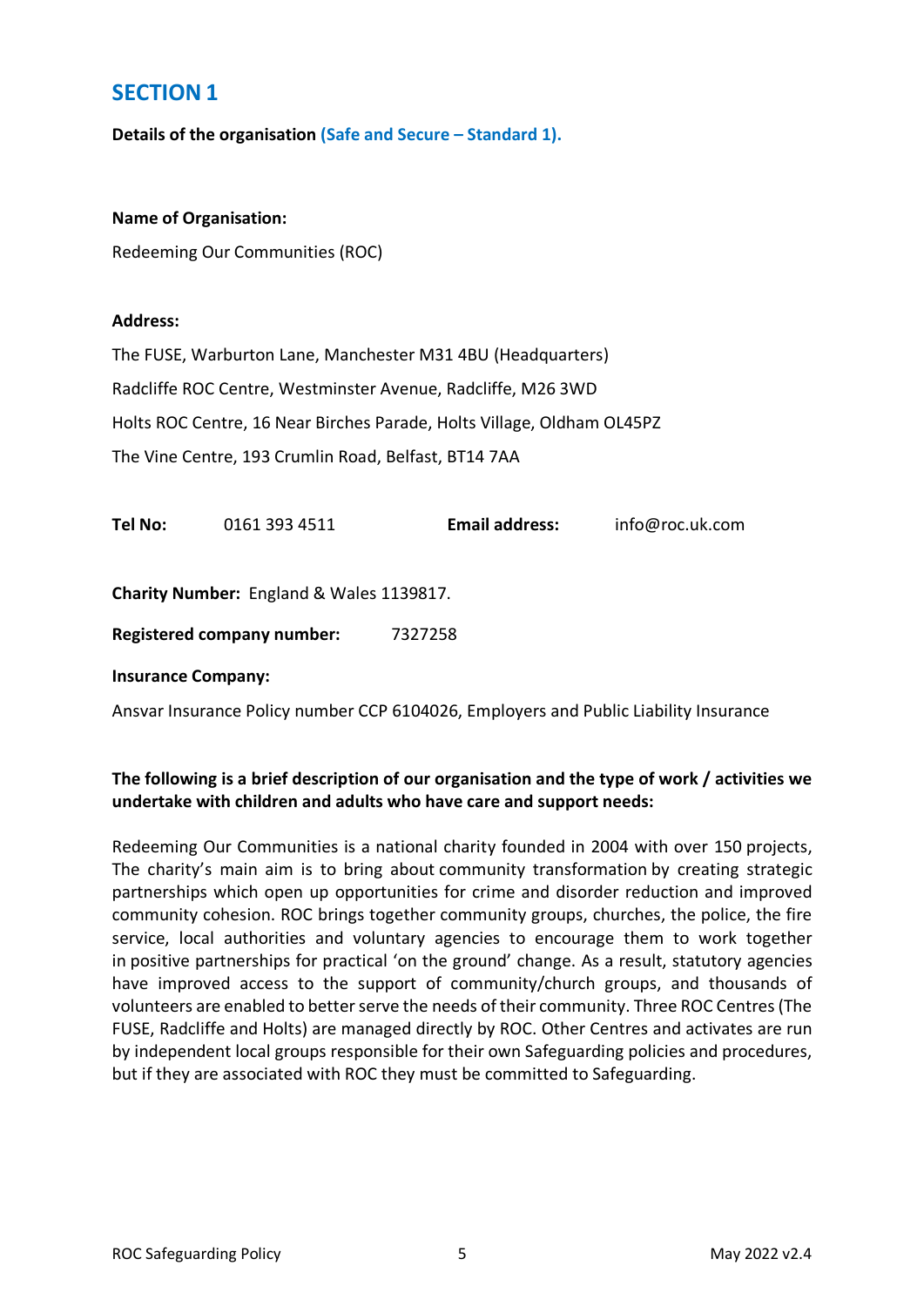# SECTION 1

**Details of the organisation (Safe and Secure – Standard 1).**

**Name of Organisation:**

Redeeming Our Communities (ROC)

**Address:**

The FUSE, Warburton Lane, Manchester M31 4BU (Headquarters)

Radcliffe ROC Centre, Westminster Avenue, Radcliffe, M26 3WD

Holts ROC Centre, 16 Near Birches Parade, Holts Village, Oldham OL45PZ

The Vine Centre, 193 Crumlin Road, Belfast, BT14 7AA

**Tel No:** 0161 393 4511 **Email address:** info@roc.uk.com

**Charity Number:** England & Wales 1139817.

**Registered company number:** 7327258

**Insurance Company:**

Ansvar Insurance Policy number CCP 6104026, Employers and Public Liability Insurance

**The following is a brief description of our organisation and the type of work / activities we undertake with children and adults who have care and support needs:**

Redeeming Our Communities is a national charity founded in 2004 with over 150 projects, The charity's main aim is to bring about community transformation by creating strategic partnerships which open up opportunities for crime and disorder reduction and improved community cohesion. ROC brings together community groups, churches, the police, the fire service, local authorities and voluntary agencies to encourage them to work together in positive partnerships for practical 'on the ground' change. As a result, statutory agencies have improved access to the support of community/church groups, and thousands of volunteers are enabled to better serve the needs of their community. Three ROC Centres (The FUSE, Radcliffe and Holts) are managed directly by ROC. Other Centres and activates are run by independent local groups responsible for their own Safeguarding policies and procedures, but if they are associated with ROC they must be committed to Safeguarding.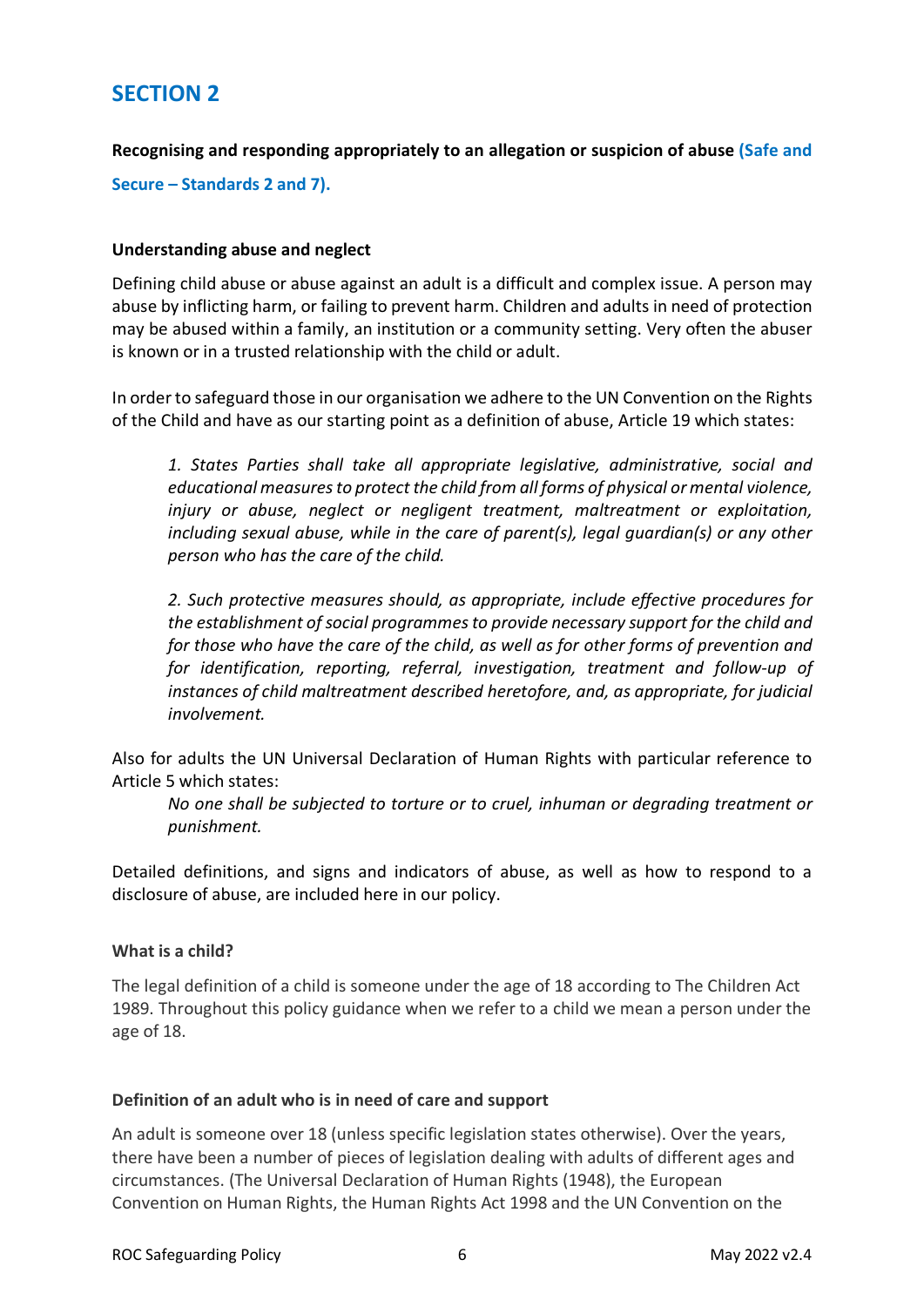# SECTION 2

**Recognising and responding appropriately to an allegation or suspicion of abuse (Safe and Secure – Standards 2 and 7).**

**Understanding abuse and neglect**

Defining child abuse or abuse against an adult is a difficult and complex issue. A person may abuse by inflicting harm, or failing to prevent harm. Children and adults in need of protection may be abused within a family, an institution or a community setting. Very often the abuser is known or in a trusted relationship with the child or adult.

In order to safeguard those in our organisation we adhere to the UN Convention on the Rights of the Child and have as our starting point as a definition of abuse, Article 19 which states:

> *1. States Parties shall take all appropriate legislative, administrative, social and educational measures to protect the child from all forms of physical or mental violence, injury or abuse, neglect or negligent treatment, maltreatment or exploitation, including sexual abuse, while in the care of parent(s), legal guardian(s) or any other person who has the care of the child.*
>
> *2. Such protective measures should, as appropriate, include effective procedures for the establishment of social programmes to provide necessary support for the child and for those who have the care of the child, as well as for other forms of prevention and for identification, reporting, referral, investigation, treatment and follow-up of instances of child maltreatment described heretofore, and, as appropriate, for judicial involvement.*

Also for adults the UN Universal Declaration of Human Rights with particular reference to Article 5 which states:

> *No one shall be subjected to torture or to cruel, inhuman or degrading treatment or punishment.*

Detailed definitions, and signs and indicators of abuse, as well as how to respond to a disclosure of abuse, are included here in our policy.

**What is a child?**

The legal definition of a child is someone under the age of 18 according to The Children Act 1989. Throughout this policy guidance when we refer to a child we mean a person under the age of 18.

**Definition of an adult who is in need of care and support**

An adult is someone over 18 (unless specific legislation states otherwise). Over the years, there have been a number of pieces of legislation dealing with adults of different ages and circumstances. (The Universal Declaration of Human Rights (1948), the European Convention on Human Rights, the Human Rights Act 1998 and the UN Convention on the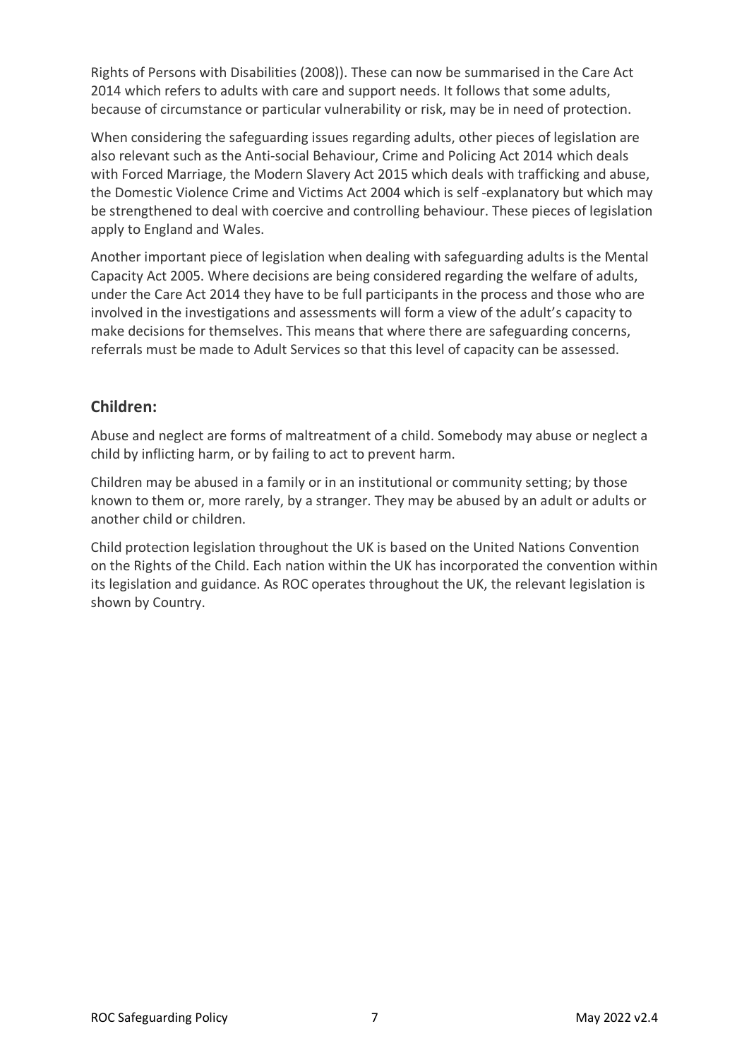Rights of Persons with Disabilities (2008)). These can now be summarised in the Care Act 2014 which refers to adults with care and support needs. It follows that some adults, because of circumstance or particular vulnerability or risk, may be in need of protection.

When considering the safeguarding issues regarding adults, other pieces of legislation are also relevant such as the Anti-social Behaviour, Crime and Policing Act 2014 which deals with Forced Marriage, the Modern Slavery Act 2015 which deals with trafficking and abuse, the Domestic Violence Crime and Victims Act 2004 which is self -explanatory but which may be strengthened to deal with coercive and controlling behaviour. These pieces of legislation apply to England and Wales.

Another important piece of legislation when dealing with safeguarding adults is the Mental Capacity Act 2005. Where decisions are being considered regarding the welfare of adults, under the Care Act 2014 they have to be full participants in the process and those who are involved in the investigations and assessments will form a view of the adult's capacity to make decisions for themselves. This means that where there are safeguarding concerns, referrals must be made to Adult Services so that this level of capacity can be assessed.

## Children:

Abuse and neglect are forms of maltreatment of a child. Somebody may abuse or neglect a child by inflicting harm, or by failing to act to prevent harm.

Children may be abused in a family or in an institutional or community setting; by those known to them or, more rarely, by a stranger. They may be abused by an adult or adults or another child or children.

Child protection legislation throughout the UK is based on the United Nations Convention on the Rights of the Child. Each nation within the UK has incorporated the convention within its legislation and guidance. As ROC operates throughout the UK, the relevant legislation is shown by Country.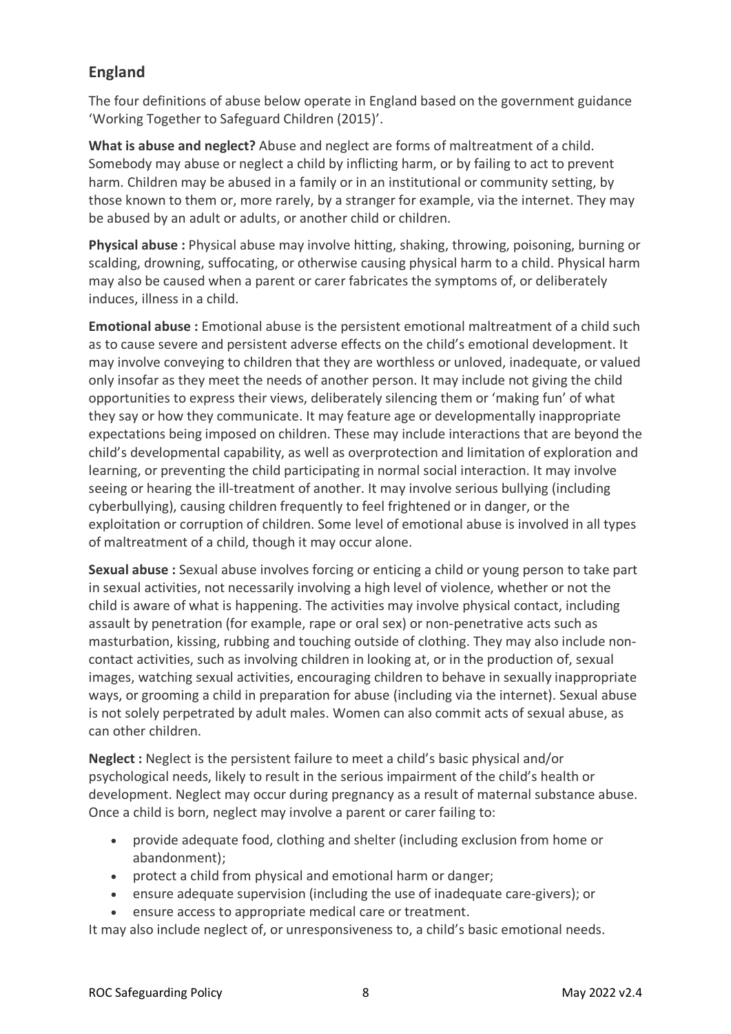## England

The four definitions of abuse below operate in England based on the government guidance 'Working Together to Safeguard Children (2015)'.

**What is abuse and neglect?** Abuse and neglect are forms of maltreatment of a child. Somebody may abuse or neglect a child by inflicting harm, or by failing to act to prevent harm. Children may be abused in a family or in an institutional or community setting, by those known to them or, more rarely, by a stranger for example, via the internet. They may be abused by an adult or adults, or another child or children.

**Physical abuse :** Physical abuse may involve hitting, shaking, throwing, poisoning, burning or scalding, drowning, suffocating, or otherwise causing physical harm to a child. Physical harm may also be caused when a parent or carer fabricates the symptoms of, or deliberately induces, illness in a child.

**Emotional abuse :** Emotional abuse is the persistent emotional maltreatment of a child such as to cause severe and persistent adverse effects on the child's emotional development. It may involve conveying to children that they are worthless or unloved, inadequate, or valued only insofar as they meet the needs of another person. It may include not giving the child opportunities to express their views, deliberately silencing them or 'making fun' of what they say or how they communicate. It may feature age or developmentally inappropriate expectations being imposed on children. These may include interactions that are beyond the child's developmental capability, as well as overprotection and limitation of exploration and learning, or preventing the child participating in normal social interaction. It may involve seeing or hearing the ill-treatment of another. It may involve serious bullying (including cyberbullying), causing children frequently to feel frightened or in danger, or the exploitation or corruption of children. Some level of emotional abuse is involved in all types of maltreatment of a child, though it may occur alone.

**Sexual abuse :** Sexual abuse involves forcing or enticing a child or young person to take part in sexual activities, not necessarily involving a high level of violence, whether or not the child is aware of what is happening. The activities may involve physical contact, including assault by penetration (for example, rape or oral sex) or non-penetrative acts such as masturbation, kissing, rubbing and touching outside of clothing. They may also include non-contact activities, such as involving children in looking at, or in the production of, sexual images, watching sexual activities, encouraging children to behave in sexually inappropriate ways, or grooming a child in preparation for abuse (including via the internet). Sexual abuse is not solely perpetrated by adult males. Women can also commit acts of sexual abuse, as can other children.

**Neglect :** Neglect is the persistent failure to meet a child's basic physical and/or psychological needs, likely to result in the serious impairment of the child's health or development. Neglect may occur during pregnancy as a result of maternal substance abuse. Once a child is born, neglect may involve a parent or carer failing to:

- provide adequate food, clothing and shelter (including exclusion from home or abandonment);
- protect a child from physical and emotional harm or danger;
- ensure adequate supervision (including the use of inadequate care-givers); or
- ensure access to appropriate medical care or treatment.

It may also include neglect of, or unresponsiveness to, a child's basic emotional needs.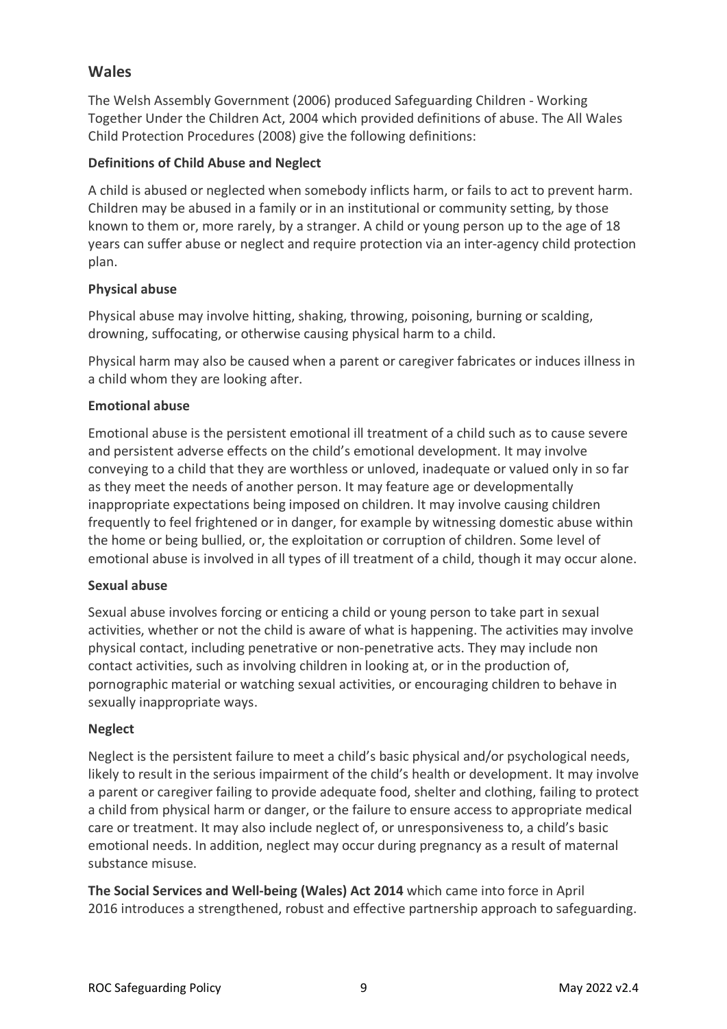## Wales

The Welsh Assembly Government (2006) produced Safeguarding Children - Working Together Under the Children Act, 2004 which provided definitions of abuse. The All Wales Child Protection Procedures (2008) give the following definitions:

### Definitions of Child Abuse and Neglect

A child is abused or neglected when somebody inflicts harm, or fails to act to prevent harm. Children may be abused in a family or in an institutional or community setting, by those known to them or, more rarely, by a stranger. A child or young person up to the age of 18 years can suffer abuse or neglect and require protection via an inter-agency child protection plan.

### Physical abuse

Physical abuse may involve hitting, shaking, throwing, poisoning, burning or scalding, drowning, suffocating, or otherwise causing physical harm to a child.

Physical harm may also be caused when a parent or caregiver fabricates or induces illness in a child whom they are looking after.

### Emotional abuse

Emotional abuse is the persistent emotional ill treatment of a child such as to cause severe and persistent adverse effects on the child's emotional development. It may involve conveying to a child that they are worthless or unloved, inadequate or valued only in so far as they meet the needs of another person. It may feature age or developmentally inappropriate expectations being imposed on children. It may involve causing children frequently to feel frightened or in danger, for example by witnessing domestic abuse within the home or being bullied, or, the exploitation or corruption of children. Some level of emotional abuse is involved in all types of ill treatment of a child, though it may occur alone.

### Sexual abuse

Sexual abuse involves forcing or enticing a child or young person to take part in sexual activities, whether or not the child is aware of what is happening. The activities may involve physical contact, including penetrative or non-penetrative acts. They may include non contact activities, such as involving children in looking at, or in the production of, pornographic material or watching sexual activities, or encouraging children to behave in sexually inappropriate ways.

### Neglect

Neglect is the persistent failure to meet a child's basic physical and/or psychological needs, likely to result in the serious impairment of the child's health or development. It may involve a parent or caregiver failing to provide adequate food, shelter and clothing, failing to protect a child from physical harm or danger, or the failure to ensure access to appropriate medical care or treatment. It may also include neglect of, or unresponsiveness to, a child's basic emotional needs. In addition, neglect may occur during pregnancy as a result of maternal substance misuse.

**The Social Services and Well-being (Wales) Act 2014** which came into force in April 2016 introduces a strengthened, robust and effective partnership approach to safeguarding.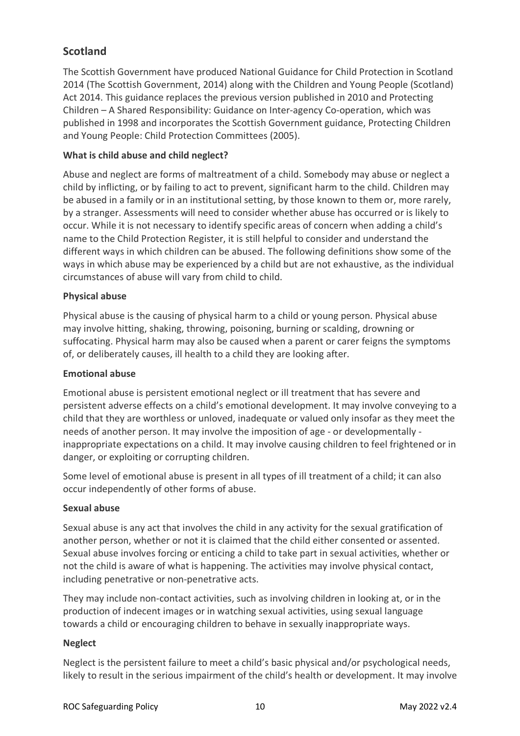## Scotland

The Scottish Government have produced National Guidance for Child Protection in Scotland 2014 (The Scottish Government, 2014) along with the Children and Young People (Scotland) Act 2014. This guidance replaces the previous version published in 2010 and Protecting Children – A Shared Responsibility: Guidance on Inter-agency Co-operation, which was published in 1998 and incorporates the Scottish Government guidance, Protecting Children and Young People: Child Protection Committees (2005).

**What is child abuse and child neglect?**

Abuse and neglect are forms of maltreatment of a child. Somebody may abuse or neglect a child by inflicting, or by failing to act to prevent, significant harm to the child. Children may be abused in a family or in an institutional setting, by those known to them or, more rarely, by a stranger. Assessments will need to consider whether abuse has occurred or is likely to occur. While it is not necessary to identify specific areas of concern when adding a child's name to the Child Protection Register, it is still helpful to consider and understand the different ways in which children can be abused. The following definitions show some of the ways in which abuse may be experienced by a child but are not exhaustive, as the individual circumstances of abuse will vary from child to child.

**Physical abuse**

Physical abuse is the causing of physical harm to a child or young person. Physical abuse may involve hitting, shaking, throwing, poisoning, burning or scalding, drowning or suffocating. Physical harm may also be caused when a parent or carer feigns the symptoms of, or deliberately causes, ill health to a child they are looking after.

**Emotional abuse**

Emotional abuse is persistent emotional neglect or ill treatment that has severe and persistent adverse effects on a child's emotional development. It may involve conveying to a child that they are worthless or unloved, inadequate or valued only insofar as they meet the needs of another person. It may involve the imposition of age - or developmentally - inappropriate expectations on a child. It may involve causing children to feel frightened or in danger, or exploiting or corrupting children.

Some level of emotional abuse is present in all types of ill treatment of a child; it can also occur independently of other forms of abuse.

**Sexual abuse**

Sexual abuse is any act that involves the child in any activity for the sexual gratification of another person, whether or not it is claimed that the child either consented or assented. Sexual abuse involves forcing or enticing a child to take part in sexual activities, whether or not the child is aware of what is happening. The activities may involve physical contact, including penetrative or non-penetrative acts.

They may include non-contact activities, such as involving children in looking at, or in the production of indecent images or in watching sexual activities, using sexual language towards a child or encouraging children to behave in sexually inappropriate ways.

**Neglect**

Neglect is the persistent failure to meet a child's basic physical and/or psychological needs, likely to result in the serious impairment of the child's health or development. It may involve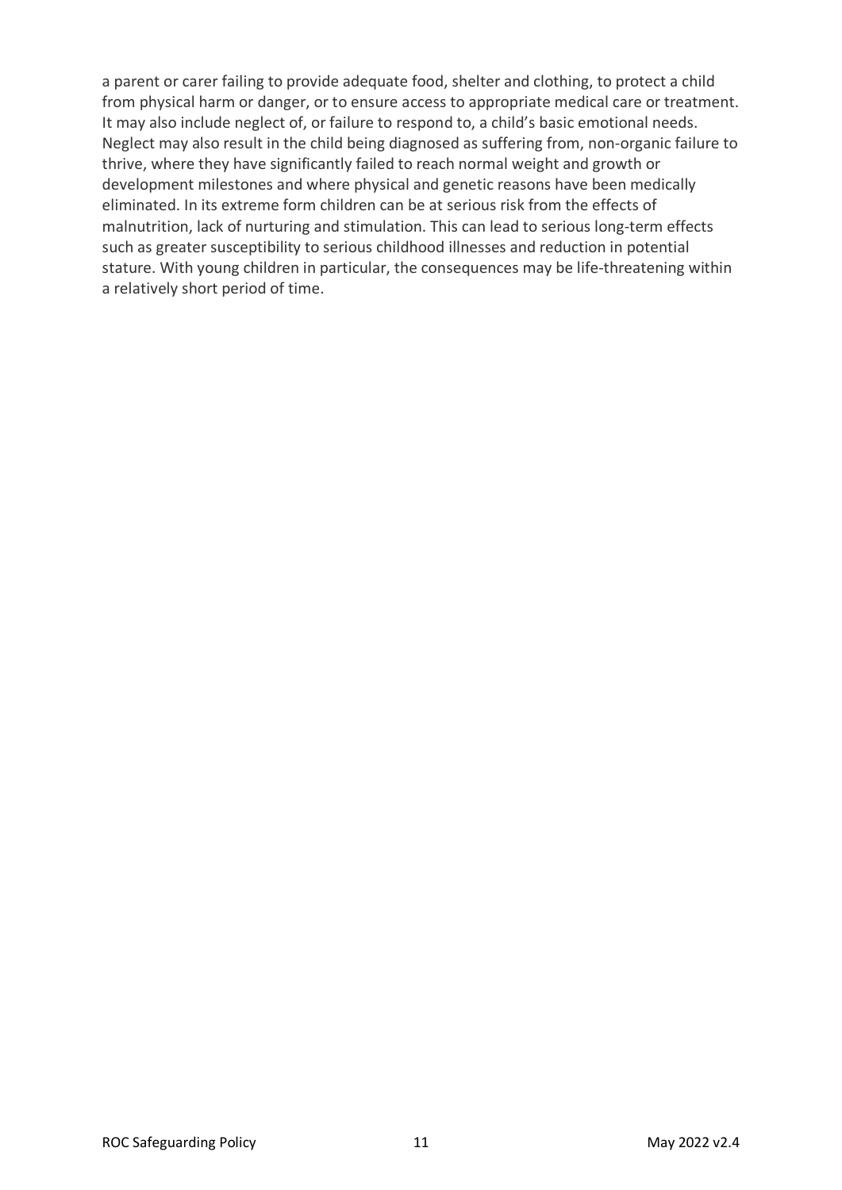a parent or carer failing to provide adequate food, shelter and clothing, to protect a child from physical harm or danger, or to ensure access to appropriate medical care or treatment. It may also include neglect of, or failure to respond to, a child's basic emotional needs. Neglect may also result in the child being diagnosed as suffering from, non-organic failure to thrive, where they have significantly failed to reach normal weight and growth or development milestones and where physical and genetic reasons have been medically eliminated. In its extreme form children can be at serious risk from the effects of malnutrition, lack of nurturing and stimulation. This can lead to serious long-term effects such as greater susceptibility to serious childhood illnesses and reduction in potential stature. With young children in particular, the consequences may be life-threatening within a relatively short period of time.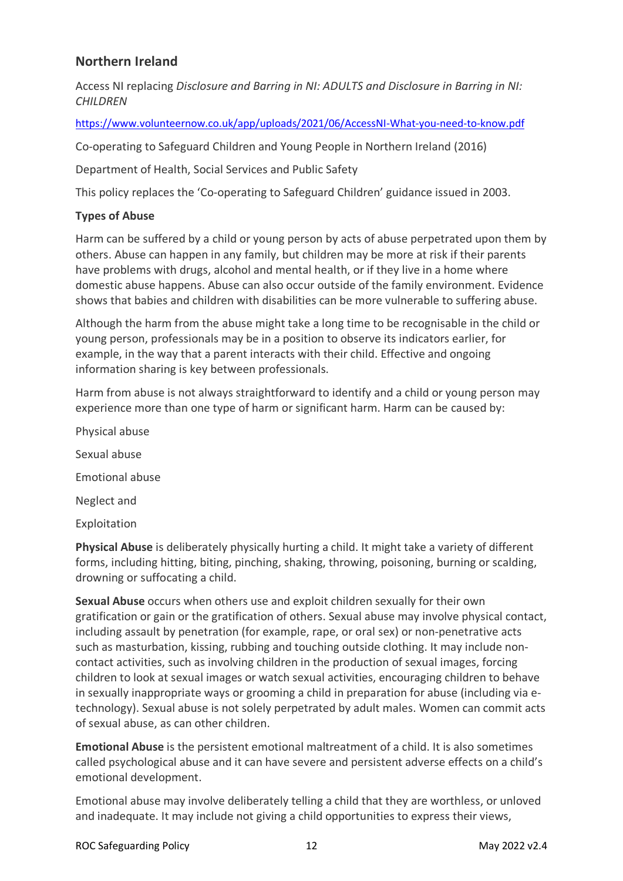## Northern Ireland

Access NI replacing *Disclosure and Barring in NI: ADULTS and Disclosure in Barring in NI: CHILDREN*

https://www.volunteernow.co.uk/app/uploads/2021/06/AccessNI-What-you-need-to-know.pdf

Co-operating to Safeguard Children and Young People in Northern Ireland (2016)

Department of Health, Social Services and Public Safety

This policy replaces the 'Co-operating to Safeguard Children' guidance issued in 2003.

**Types of Abuse**

Harm can be suffered by a child or young person by acts of abuse perpetrated upon them by others. Abuse can happen in any family, but children may be more at risk if their parents have problems with drugs, alcohol and mental health, or if they live in a home where domestic abuse happens. Abuse can also occur outside of the family environment. Evidence shows that babies and children with disabilities can be more vulnerable to suffering abuse.

Although the harm from the abuse might take a long time to be recognisable in the child or young person, professionals may be in a position to observe its indicators earlier, for example, in the way that a parent interacts with their child. Effective and ongoing information sharing is key between professionals.

Harm from abuse is not always straightforward to identify and a child or young person may experience more than one type of harm or significant harm. Harm can be caused by:

Physical abuse

Sexual abuse

Emotional abuse

Neglect and

Exploitation

**Physical Abuse** is deliberately physically hurting a child. It might take a variety of different forms, including hitting, biting, pinching, shaking, throwing, poisoning, burning or scalding, drowning or suffocating a child.

**Sexual Abuse** occurs when others use and exploit children sexually for their own gratification or gain or the gratification of others. Sexual abuse may involve physical contact, including assault by penetration (for example, rape, or oral sex) or non-penetrative acts such as masturbation, kissing, rubbing and touching outside clothing. It may include non-contact activities, such as involving children in the production of sexual images, forcing children to look at sexual images or watch sexual activities, encouraging children to behave in sexually inappropriate ways or grooming a child in preparation for abuse (including via e-technology). Sexual abuse is not solely perpetrated by adult males. Women can commit acts of sexual abuse, as can other children.

**Emotional Abuse** is the persistent emotional maltreatment of a child. It is also sometimes called psychological abuse and it can have severe and persistent adverse effects on a child's emotional development.

Emotional abuse may involve deliberately telling a child that they are worthless, or unloved and inadequate. It may include not giving a child opportunities to express their views,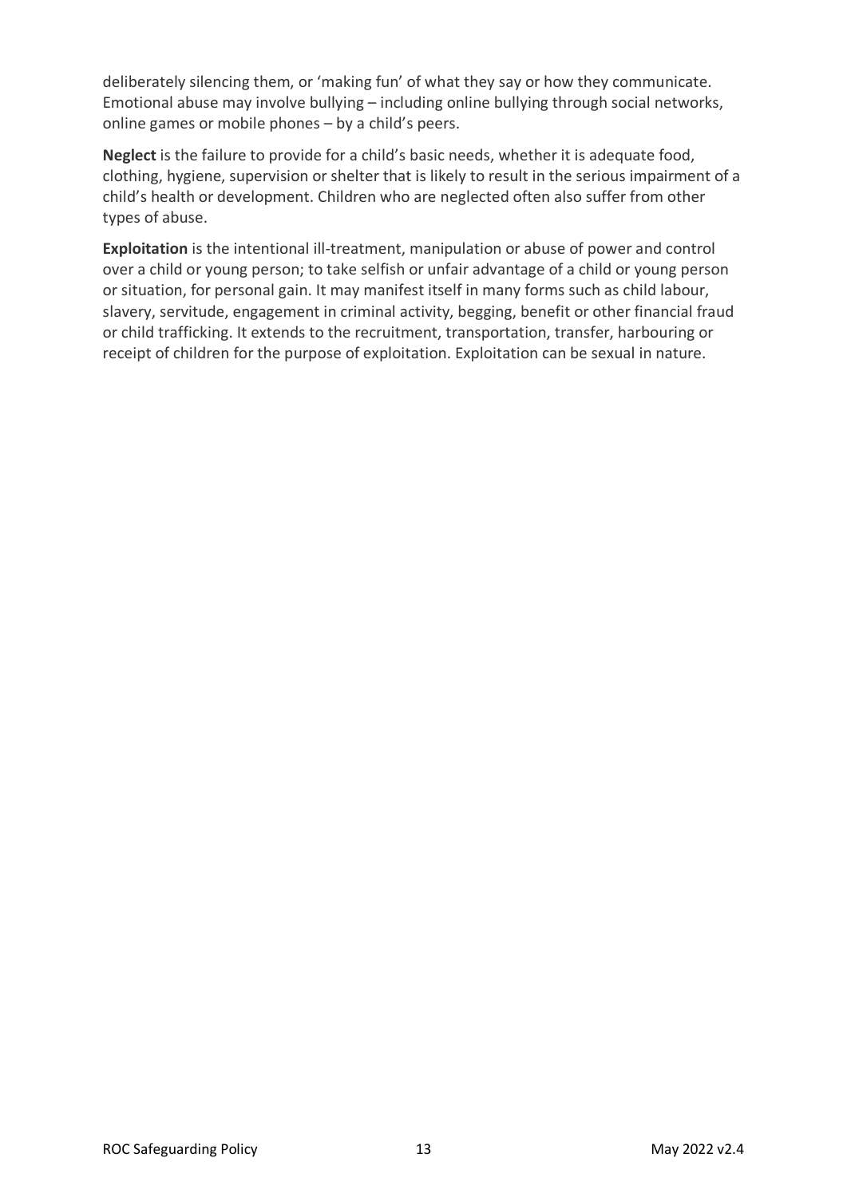deliberately silencing them, or 'making fun' of what they say or how they communicate. Emotional abuse may involve bullying – including online bullying through social networks, online games or mobile phones – by a child's peers.

**Neglect** is the failure to provide for a child's basic needs, whether it is adequate food, clothing, hygiene, supervision or shelter that is likely to result in the serious impairment of a child's health or development. Children who are neglected often also suffer from other types of abuse.

**Exploitation** is the intentional ill-treatment, manipulation or abuse of power and control over a child or young person; to take selfish or unfair advantage of a child or young person or situation, for personal gain. It may manifest itself in many forms such as child labour, slavery, servitude, engagement in criminal activity, begging, benefit or other financial fraud or child trafficking. It extends to the recruitment, transportation, transfer, harbouring or receipt of children for the purpose of exploitation. Exploitation can be sexual in nature.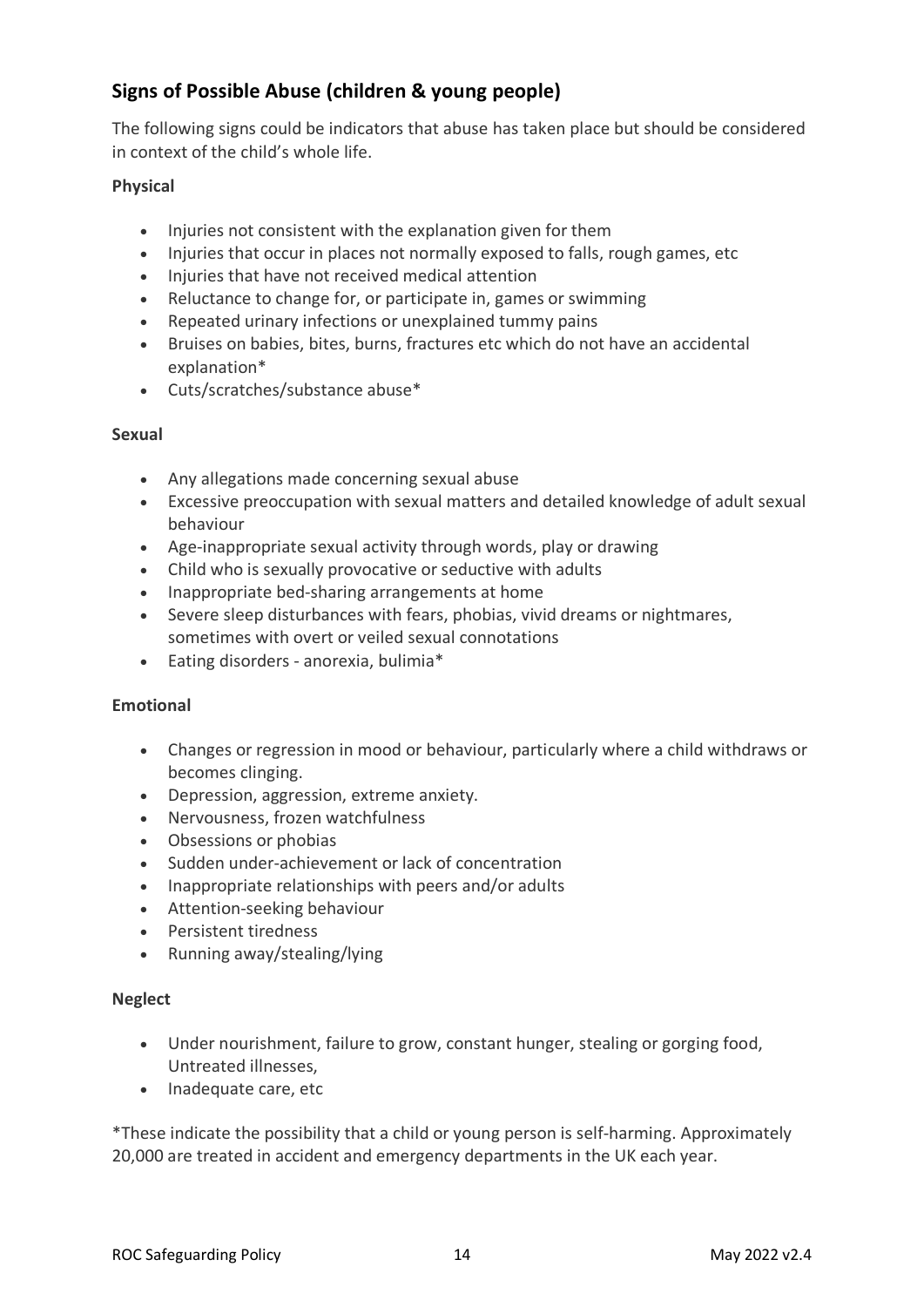## Signs of Possible Abuse (children & young people)

The following signs could be indicators that abuse has taken place but should be considered in context of the child's whole life.

**Physical**

- Injuries not consistent with the explanation given for them
- Injuries that occur in places not normally exposed to falls, rough games, etc
- Injuries that have not received medical attention
- Reluctance to change for, or participate in, games or swimming
- Repeated urinary infections or unexplained tummy pains
- Bruises on babies, bites, burns, fractures etc which do not have an accidental explanation*
- Cuts/scratches/substance abuse*

**Sexual**

- Any allegations made concerning sexual abuse
- Excessive preoccupation with sexual matters and detailed knowledge of adult sexual behaviour
- Age-inappropriate sexual activity through words, play or drawing
- Child who is sexually provocative or seductive with adults
- Inappropriate bed-sharing arrangements at home
- Severe sleep disturbances with fears, phobias, vivid dreams or nightmares, sometimes with overt or veiled sexual connotations
- Eating disorders - anorexia, bulimia*

**Emotional**

- Changes or regression in mood or behaviour, particularly where a child withdraws or becomes clinging.
- Depression, aggression, extreme anxiety.
- Nervousness, frozen watchfulness
- Obsessions or phobias
- Sudden under-achievement or lack of concentration
- Inappropriate relationships with peers and/or adults
- Attention-seeking behaviour
- Persistent tiredness
- Running away/stealing/lying

**Neglect**

- Under nourishment, failure to grow, constant hunger, stealing or gorging food, Untreated illnesses,
- Inadequate care, etc

*These indicate the possibility that a child or young person is self-harming. Approximately 20,000 are treated in accident and emergency departments in the UK each year.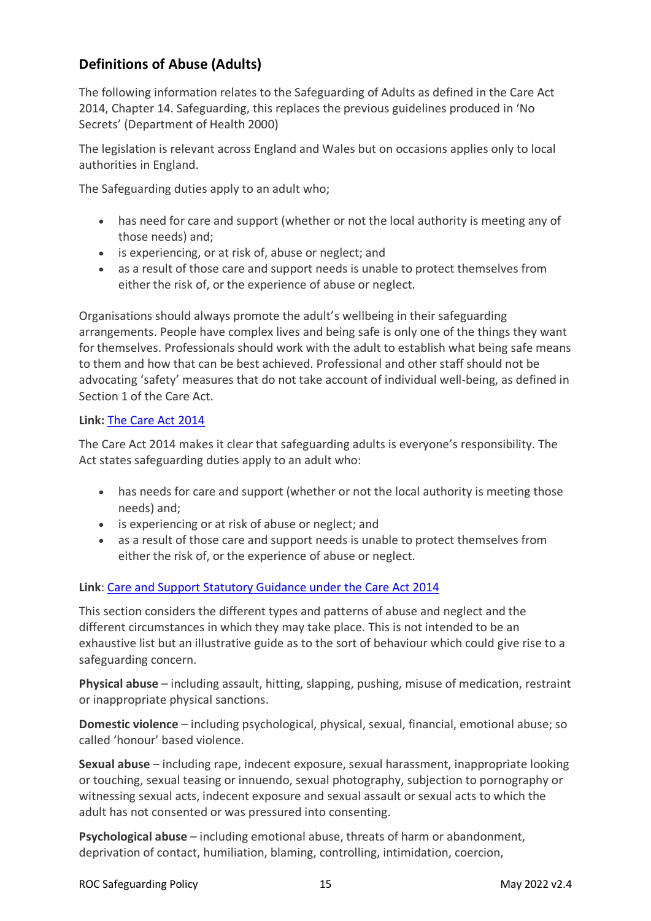## Definitions of Abuse (Adults)

The following information relates to the Safeguarding of Adults as defined in the Care Act 2014, Chapter 14. Safeguarding, this replaces the previous guidelines produced in 'No Secrets' (Department of Health 2000)

The legislation is relevant across England and Wales but on occasions applies only to local authorities in England.

The Safeguarding duties apply to an adult who;

- has need for care and support (whether or not the local authority is meeting any of those needs) and;
- is experiencing, or at risk of, abuse or neglect; and
- as a result of those care and support needs is unable to protect themselves from either the risk of, or the experience of abuse or neglect.

Organisations should always promote the adult's wellbeing in their safeguarding arrangements. People have complex lives and being safe is only one of the things they want for themselves. Professionals should work with the adult to establish what being safe means to them and how that can be best achieved. Professional and other staff should not be advocating 'safety' measures that do not take account of individual well-being, as defined in Section 1 of the Care Act.

**Link:** The Care Act 2014

The Care Act 2014 makes it clear that safeguarding adults is everyone's responsibility. The Act states safeguarding duties apply to an adult who:

- has needs for care and support (whether or not the local authority is meeting those needs) and;
- is experiencing or at risk of abuse or neglect; and
- as a result of those care and support needs is unable to protect themselves from either the risk of, or the experience of abuse or neglect.

**Link**: Care and Support Statutory Guidance under the Care Act 2014

This section considers the different types and patterns of abuse and neglect and the different circumstances in which they may take place. This is not intended to be an exhaustive list but an illustrative guide as to the sort of behaviour which could give rise to a safeguarding concern.

**Physical abuse** – including assault, hitting, slapping, pushing, misuse of medication, restraint or inappropriate physical sanctions.

**Domestic violence** – including psychological, physical, sexual, financial, emotional abuse; so called 'honour' based violence.

**Sexual abuse** – including rape, indecent exposure, sexual harassment, inappropriate looking or touching, sexual teasing or innuendo, sexual photography, subjection to pornography or witnessing sexual acts, indecent exposure and sexual assault or sexual acts to which the adult has not consented or was pressured into consenting.

**Psychological abuse** – including emotional abuse, threats of harm or abandonment, deprivation of contact, humiliation, blaming, controlling, intimidation, coercion,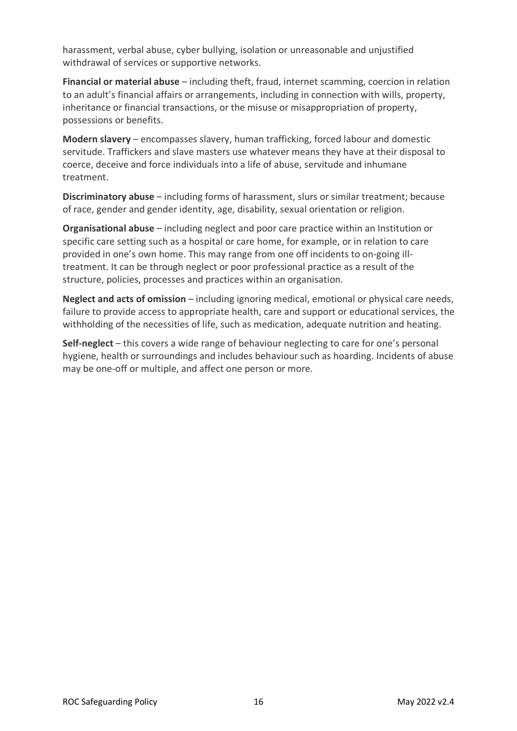harassment, verbal abuse, cyber bullying, isolation or unreasonable and unjustified withdrawal of services or supportive networks.

**Financial or material abuse** – including theft, fraud, internet scamming, coercion in relation to an adult's financial affairs or arrangements, including in connection with wills, property, inheritance or financial transactions, or the misuse or misappropriation of property, possessions or benefits.

**Modern slavery** – encompasses slavery, human trafficking, forced labour and domestic servitude. Traffickers and slave masters use whatever means they have at their disposal to coerce, deceive and force individuals into a life of abuse, servitude and inhumane treatment.

**Discriminatory abuse** – including forms of harassment, slurs or similar treatment; because of race, gender and gender identity, age, disability, sexual orientation or religion.

**Organisational abuse** – including neglect and poor care practice within an Institution or specific care setting such as a hospital or care home, for example, or in relation to care provided in one's own home. This may range from one off incidents to on-going ill-treatment. It can be through neglect or poor professional practice as a result of the structure, policies, processes and practices within an organisation.

**Neglect and acts of omission** – including ignoring medical, emotional or physical care needs, failure to provide access to appropriate health, care and support or educational services, the withholding of the necessities of life, such as medication, adequate nutrition and heating.

**Self-neglect** – this covers a wide range of behaviour neglecting to care for one's personal hygiene, health or surroundings and includes behaviour such as hoarding. Incidents of abuse may be one-off or multiple, and affect one person or more.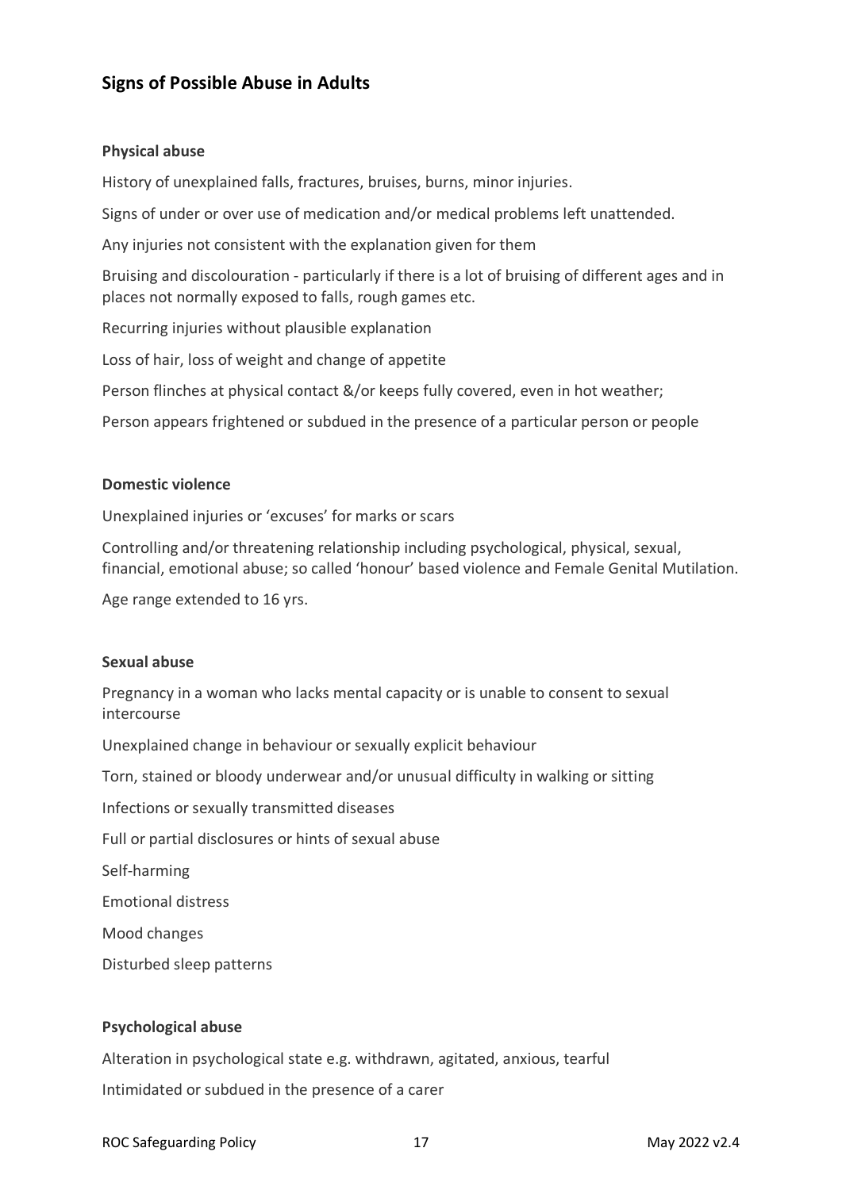## Signs of Possible Abuse in Adults

### Physical abuse

History of unexplained falls, fractures, bruises, burns, minor injuries.

Signs of under or over use of medication and/or medical problems left unattended.

Any injuries not consistent with the explanation given for them

Bruising and discolouration - particularly if there is a lot of bruising of different ages and in places not normally exposed to falls, rough games etc.

Recurring injuries without plausible explanation

Loss of hair, loss of weight and change of appetite

Person flinches at physical contact &/or keeps fully covered, even in hot weather;

Person appears frightened or subdued in the presence of a particular person or people

### Domestic violence

Unexplained injuries or 'excuses' for marks or scars

Controlling and/or threatening relationship including psychological, physical, sexual, financial, emotional abuse; so called 'honour' based violence and Female Genital Mutilation.

Age range extended to 16 yrs.

### Sexual abuse

Pregnancy in a woman who lacks mental capacity or is unable to consent to sexual intercourse

Unexplained change in behaviour or sexually explicit behaviour

Torn, stained or bloody underwear and/or unusual difficulty in walking or sitting

Infections or sexually transmitted diseases

Full or partial disclosures or hints of sexual abuse

Self-harming

Emotional distress

Mood changes

Disturbed sleep patterns

### Psychological abuse

Alteration in psychological state e.g. withdrawn, agitated, anxious, tearful

Intimidated or subdued in the presence of a carer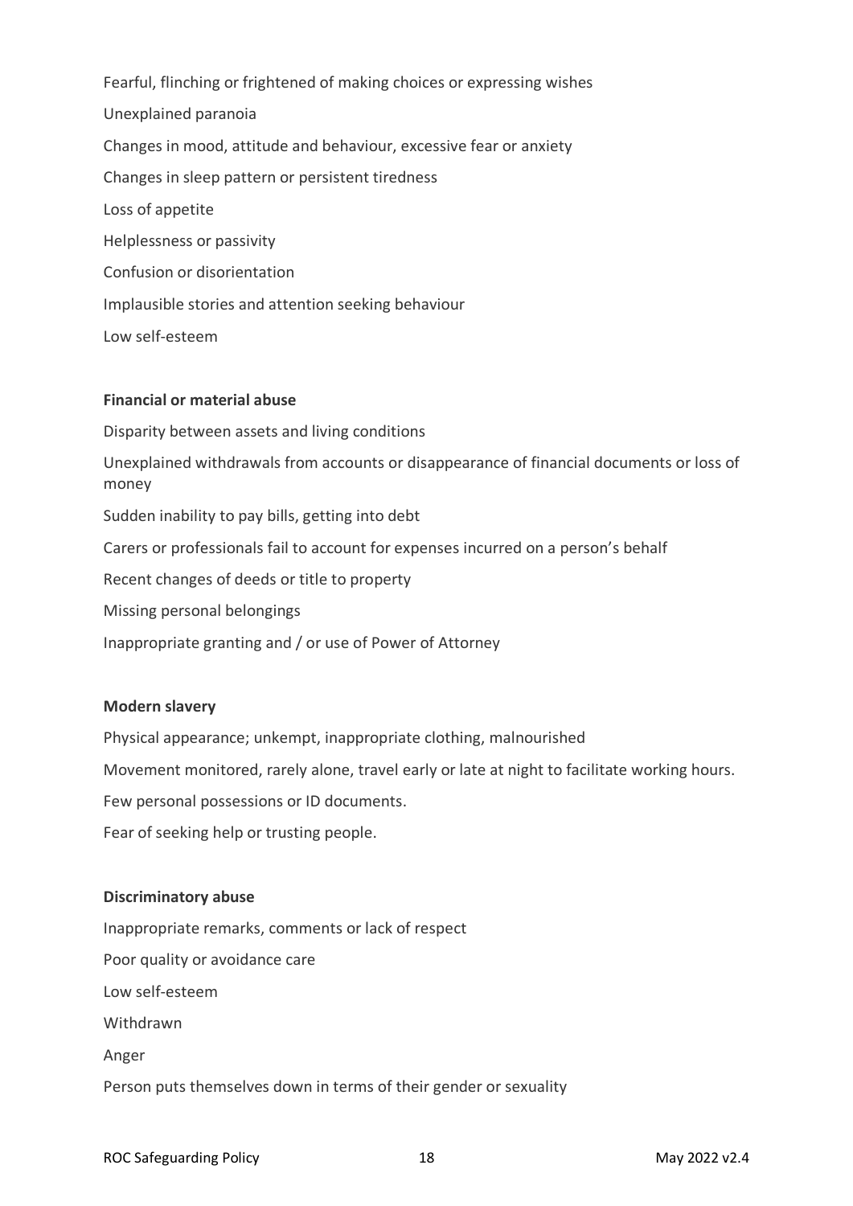Fearful, flinching or frightened of making choices or expressing wishes

Unexplained paranoia

Changes in mood, attitude and behaviour, excessive fear or anxiety

Changes in sleep pattern or persistent tiredness

Loss of appetite

Helplessness or passivity

Confusion or disorientation

Implausible stories and attention seeking behaviour

Low self-esteem

**Financial or material abuse**

Disparity between assets and living conditions

Unexplained withdrawals from accounts or disappearance of financial documents or loss of money

Sudden inability to pay bills, getting into debt

Carers or professionals fail to account for expenses incurred on a person's behalf

Recent changes of deeds or title to property

Missing personal belongings

Inappropriate granting and / or use of Power of Attorney

**Modern slavery**

Physical appearance; unkempt, inappropriate clothing, malnourished

Movement monitored, rarely alone, travel early or late at night to facilitate working hours.

Few personal possessions or ID documents.

Fear of seeking help or trusting people.

**Discriminatory abuse**

Inappropriate remarks, comments or lack of respect

Poor quality or avoidance care

Low self-esteem

Withdrawn

Anger

Person puts themselves down in terms of their gender or sexuality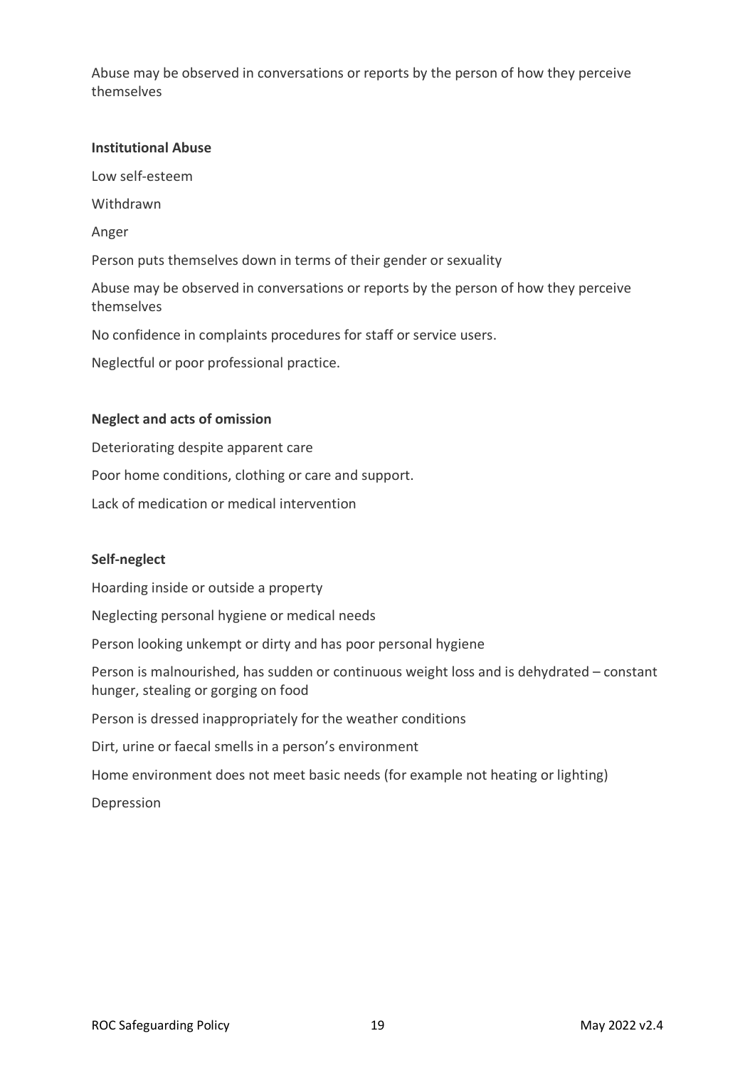Abuse may be observed in conversations or reports by the person of how they perceive themselves

**Institutional Abuse**

Low self-esteem

Withdrawn

Anger

Person puts themselves down in terms of their gender or sexuality

Abuse may be observed in conversations or reports by the person of how they perceive themselves

No confidence in complaints procedures for staff or service users.

Neglectful or poor professional practice.

**Neglect and acts of omission**

Deteriorating despite apparent care

Poor home conditions, clothing or care and support.

Lack of medication or medical intervention

**Self-neglect**

Hoarding inside or outside a property

Neglecting personal hygiene or medical needs

Person looking unkempt or dirty and has poor personal hygiene

Person is malnourished, has sudden or continuous weight loss and is dehydrated – constant hunger, stealing or gorging on food

Person is dressed inappropriately for the weather conditions

Dirt, urine or faecal smells in a person's environment

Home environment does not meet basic needs (for example not heating or lighting)

Depression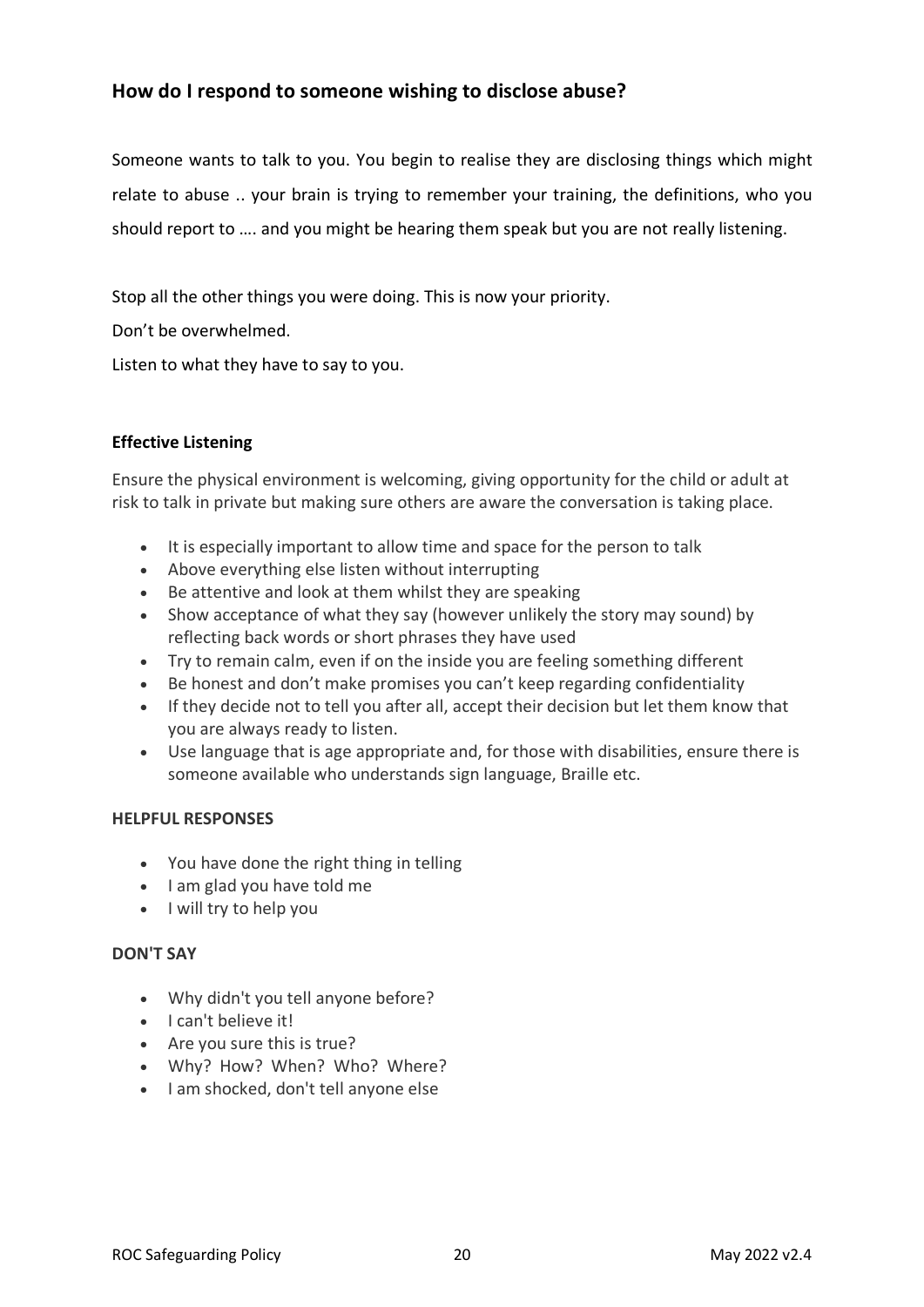## How do I respond to someone wishing to disclose abuse?

Someone wants to talk to you. You begin to realise they are disclosing things which might relate to abuse .. your brain is trying to remember your training, the definitions, who you should report to …. and you might be hearing them speak but you are not really listening.

Stop all the other things you were doing. This is now your priority.

Don't be overwhelmed.

Listen to what they have to say to you.

**Effective Listening**

Ensure the physical environment is welcoming, giving opportunity for the child or adult at risk to talk in private but making sure others are aware the conversation is taking place.

- It is especially important to allow time and space for the person to talk
- Above everything else listen without interrupting
- Be attentive and look at them whilst they are speaking
- Show acceptance of what they say (however unlikely the story may sound) by reflecting back words or short phrases they have used
- Try to remain calm, even if on the inside you are feeling something different
- Be honest and don't make promises you can't keep regarding confidentiality
- If they decide not to tell you after all, accept their decision but let them know that you are always ready to listen.
- Use language that is age appropriate and, for those with disabilities, ensure there is someone available who understands sign language, Braille etc.

**HELPFUL RESPONSES**

- You have done the right thing in telling
- I am glad you have told me
- I will try to help you

**DON'T SAY**

- Why didn't you tell anyone before?
- I can't believe it!
- Are you sure this is true?
- Why? How? When? Who? Where?
- I am shocked, don't tell anyone else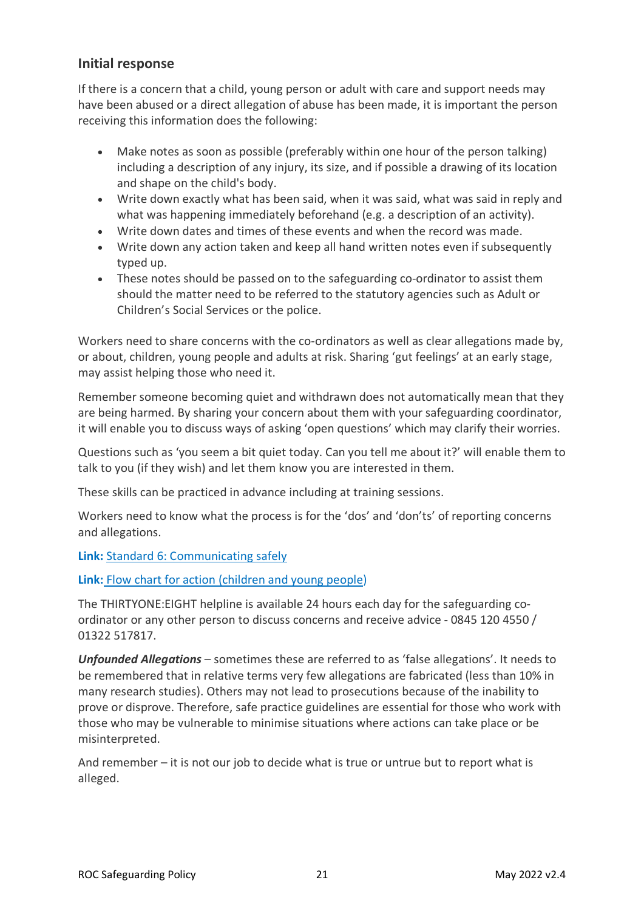## Initial response

If there is a concern that a child, young person or adult with care and support needs may have been abused or a direct allegation of abuse has been made, it is important the person receiving this information does the following:

- Make notes as soon as possible (preferably within one hour of the person talking) including a description of any injury, its size, and if possible a drawing of its location and shape on the child's body.
- Write down exactly what has been said, when it was said, what was said in reply and what was happening immediately beforehand (e.g. a description of an activity).
- Write down dates and times of these events and when the record was made.
- Write down any action taken and keep all hand written notes even if subsequently typed up.
- These notes should be passed on to the safeguarding co-ordinator to assist them should the matter need to be referred to the statutory agencies such as Adult or Children's Social Services or the police.

Workers need to share concerns with the co-ordinators as well as clear allegations made by, or about, children, young people and adults at risk. Sharing 'gut feelings' at an early stage, may assist helping those who need it.

Remember someone becoming quiet and withdrawn does not automatically mean that they are being harmed. By sharing your concern about them with your safeguarding coordinator, it will enable you to discuss ways of asking 'open questions' which may clarify their worries.

Questions such as 'you seem a bit quiet today. Can you tell me about it?' will enable them to talk to you (if they wish) and let them know you are interested in them.

These skills can be practiced in advance including at training sessions.

Workers need to know what the process is for the 'dos' and 'don'ts' of reporting concerns and allegations.

**Link:** Standard 6: Communicating safely

**Link:** Flow chart for action (children and young people)

The THIRTYONE:EIGHT helpline is available 24 hours each day for the safeguarding co-ordinator or any other person to discuss concerns and receive advice - 0845 120 4550 / 01322 517817.

***Unfounded Allegations*** – sometimes these are referred to as 'false allegations'. It needs to be remembered that in relative terms very few allegations are fabricated (less than 10% in many research studies). Others may not lead to prosecutions because of the inability to prove or disprove. Therefore, safe practice guidelines are essential for those who work with those who may be vulnerable to minimise situations where actions can take place or be misinterpreted.

And remember – it is not our job to decide what is true or untrue but to report what is alleged.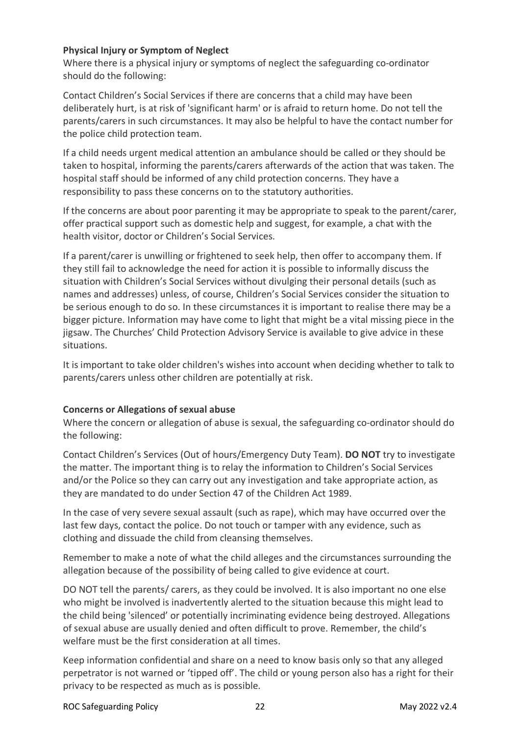**Physical Injury or Symptom of Neglect**

Where there is a physical injury or symptoms of neglect the safeguarding co-ordinator should do the following:

Contact Children's Social Services if there are concerns that a child may have been deliberately hurt, is at risk of 'significant harm' or is afraid to return home. Do not tell the parents/carers in such circumstances. It may also be helpful to have the contact number for the police child protection team.

If a child needs urgent medical attention an ambulance should be called or they should be taken to hospital, informing the parents/carers afterwards of the action that was taken. The hospital staff should be informed of any child protection concerns. They have a responsibility to pass these concerns on to the statutory authorities.

If the concerns are about poor parenting it may be appropriate to speak to the parent/carer, offer practical support such as domestic help and suggest, for example, a chat with the health visitor, doctor or Children's Social Services.

If a parent/carer is unwilling or frightened to seek help, then offer to accompany them. If they still fail to acknowledge the need for action it is possible to informally discuss the situation with Children's Social Services without divulging their personal details (such as names and addresses) unless, of course, Children's Social Services consider the situation to be serious enough to do so. In these circumstances it is important to realise there may be a bigger picture. Information may have come to light that might be a vital missing piece in the jigsaw. The Churches' Child Protection Advisory Service is available to give advice in these situations.

It is important to take older children's wishes into account when deciding whether to talk to parents/carers unless other children are potentially at risk.

**Concerns or Allegations of sexual abuse**

Where the concern or allegation of abuse is sexual, the safeguarding co-ordinator should do the following:

Contact Children's Services (Out of hours/Emergency Duty Team). **DO NOT** try to investigate the matter. The important thing is to relay the information to Children's Social Services and/or the Police so they can carry out any investigation and take appropriate action, as they are mandated to do under Section 47 of the Children Act 1989.

In the case of very severe sexual assault (such as rape), which may have occurred over the last few days, contact the police. Do not touch or tamper with any evidence, such as clothing and dissuade the child from cleansing themselves.

Remember to make a note of what the child alleges and the circumstances surrounding the allegation because of the possibility of being called to give evidence at court.

DO NOT tell the parents/ carers, as they could be involved. It is also important no one else who might be involved is inadvertently alerted to the situation because this might lead to the child being 'silenced' or potentially incriminating evidence being destroyed. Allegations of sexual abuse are usually denied and often difficult to prove. Remember, the child's welfare must be the first consideration at all times.

Keep information confidential and share on a need to know basis only so that any alleged perpetrator is not warned or 'tipped off'. The child or young person also has a right for their privacy to be respected as much as is possible.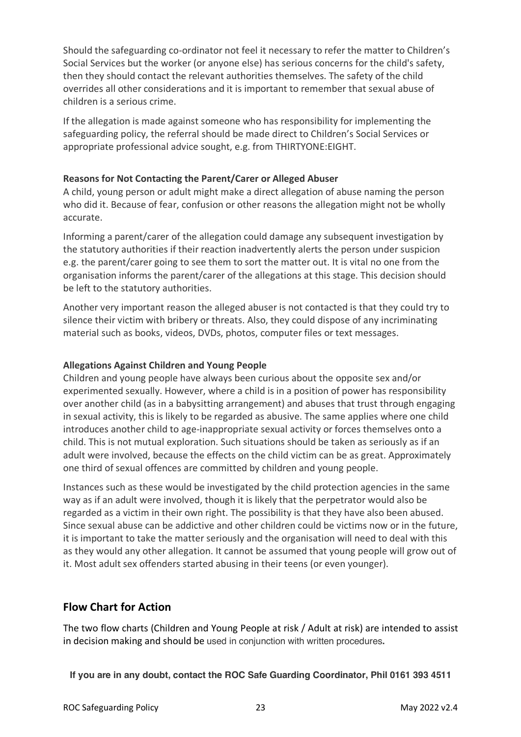Should the safeguarding co-ordinator not feel it necessary to refer the matter to Children's Social Services but the worker (or anyone else) has serious concerns for the child's safety, then they should contact the relevant authorities themselves. The safety of the child overrides all other considerations and it is important to remember that sexual abuse of children is a serious crime.

If the allegation is made against someone who has responsibility for implementing the safeguarding policy, the referral should be made direct to Children's Social Services or appropriate professional advice sought, e.g. from THIRTYONE:EIGHT.

**Reasons for Not Contacting the Parent/Carer or Alleged Abuser**

A child, young person or adult might make a direct allegation of abuse naming the person who did it. Because of fear, confusion or other reasons the allegation might not be wholly accurate.

Informing a parent/carer of the allegation could damage any subsequent investigation by the statutory authorities if their reaction inadvertently alerts the person under suspicion e.g. the parent/carer going to see them to sort the matter out. It is vital no one from the organisation informs the parent/carer of the allegations at this stage. This decision should be left to the statutory authorities.

Another very important reason the alleged abuser is not contacted is that they could try to silence their victim with bribery or threats. Also, they could dispose of any incriminating material such as books, videos, DVDs, photos, computer files or text messages.

**Allegations Against Children and Young People**

Children and young people have always been curious about the opposite sex and/or experimented sexually. However, where a child is in a position of power has responsibility over another child (as in a babysitting arrangement) and abuses that trust through engaging in sexual activity, this is likely to be regarded as abusive. The same applies where one child introduces another child to age-inappropriate sexual activity or forces themselves onto a child. This is not mutual exploration. Such situations should be taken as seriously as if an adult were involved, because the effects on the child victim can be as great. Approximately one third of sexual offences are committed by children and young people.

Instances such as these would be investigated by the child protection agencies in the same way as if an adult were involved, though it is likely that the perpetrator would also be regarded as a victim in their own right. The possibility is that they have also been abused. Since sexual abuse can be addictive and other children could be victims now or in the future, it is important to take the matter seriously and the organisation will need to deal with this as they would any other allegation. It cannot be assumed that young people will grow out of it. Most adult sex offenders started abusing in their teens (or even younger).

## Flow Chart for Action

The two flow charts (Children and Young People at risk / Adult at risk) are intended to assist in decision making and should be used in conjunction with written procedures**.**

**If you are in any doubt, contact the ROC Safe Guarding Coordinator, Phil 0161 393 4511**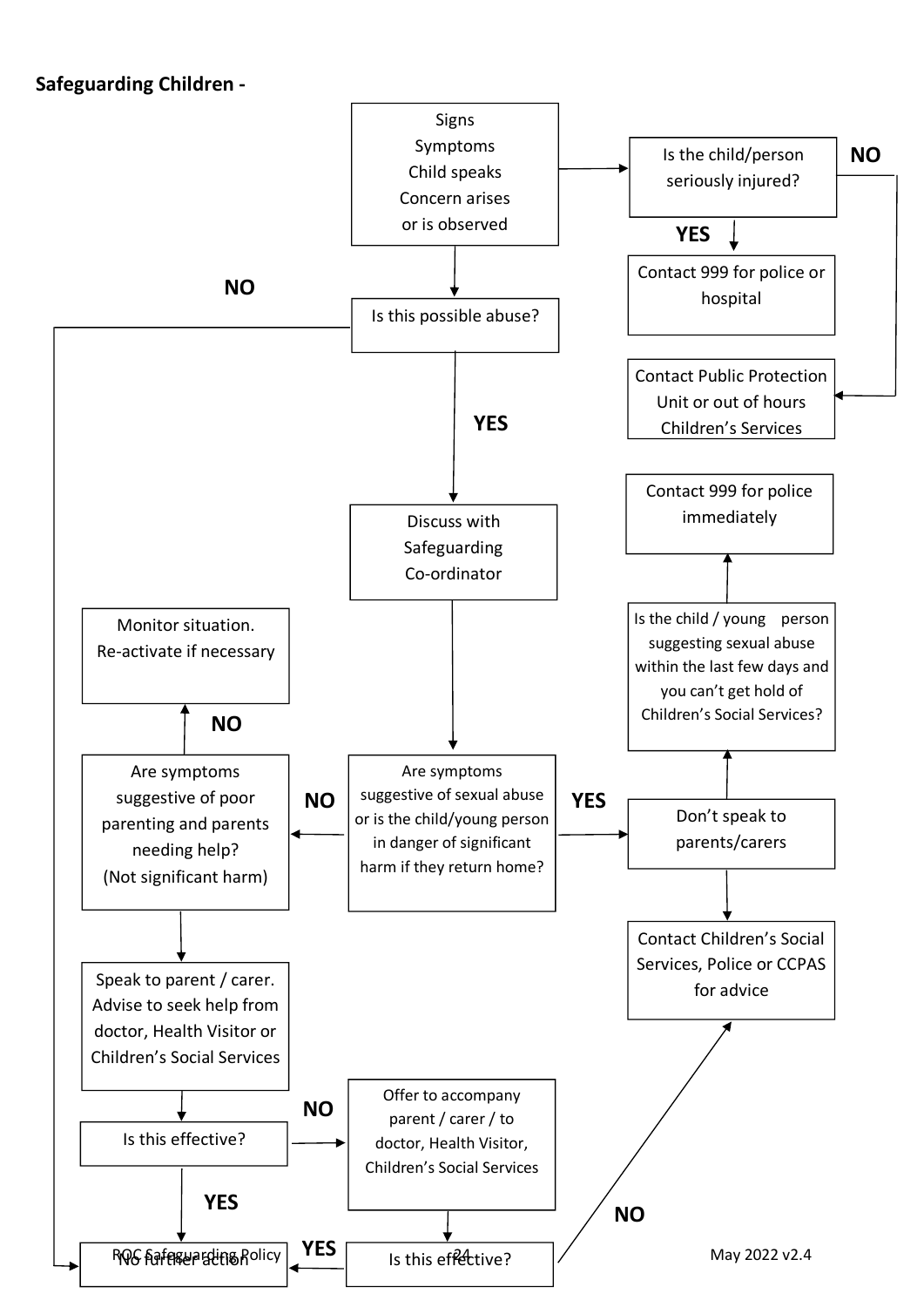**Safeguarding Children -**

Signs
Symptoms
Child speaks
Concern arises
or is observed

Is the child/person seriously injured?

**YES**

Contact 999 for police or hospital

**NO**

Contact Public Protection Unit or out of hours Children's Services

Is this possible abuse?

**NO**

**YES**

Discuss with Safeguarding Co-ordinator

Are symptoms suggestive of sexual abuse or is the child/young person in danger of significant harm if they return home?

**YES**

Don't speak to parents/carers

Is the child / young person suggesting sexual abuse within the last few days and you can't get hold of Children's Social Services?

Contact 999 for police immediately

Contact Children's Social Services, Police or CCPAS for advice

**NO**

Are symptoms suggestive of poor parenting and parents needing help? (Not significant harm)

**NO**

Monitor situation. Re-activate if necessary

Speak to parent / carer. Advise to seek help from doctor, Health Visitor or Children's Social Services

Is this effective?

**NO**

Offer to accompany parent / carer / to doctor, Health Visitor, Children's Social Services

Is this effective?

**NO**

**YES**

**YES**

No further action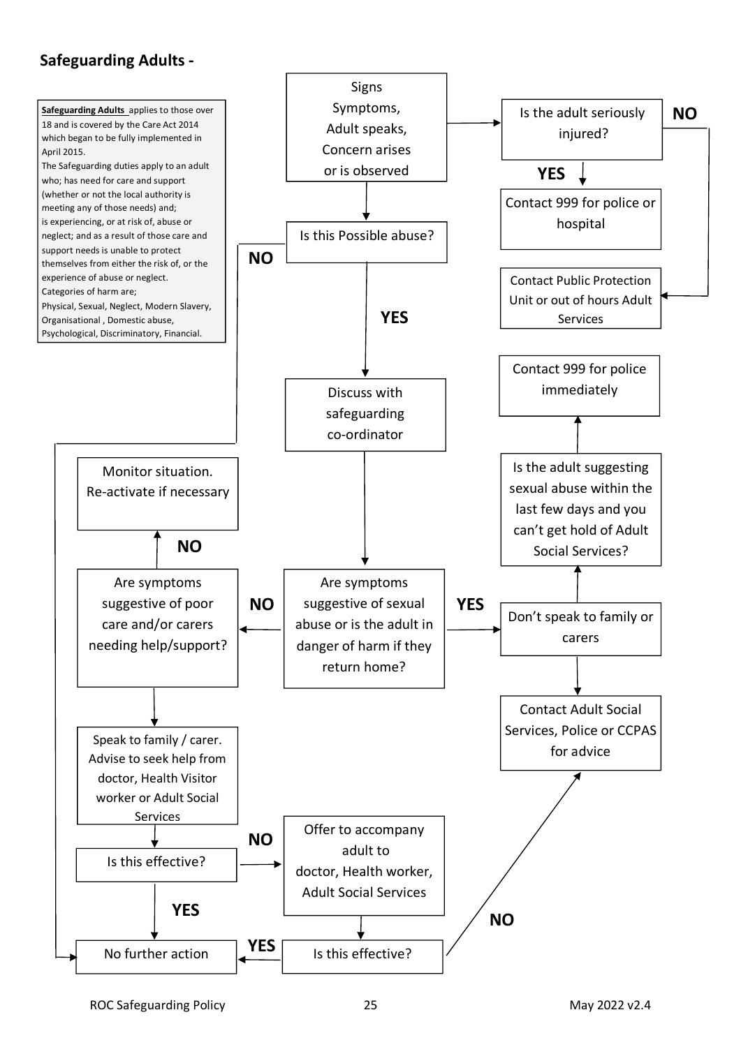## Safeguarding Adults -

**Safeguarding Adults** applies to those over 18 and is covered by the Care Act 2014 which began to be fully implemented in April 2015.

The Safeguarding duties apply to an adult who; has need for care and support (whether or not the local authority is meeting any of those needs) and; is experiencing, or at risk of, abuse or neglect; and as a result of those care and support needs is unable to protect themselves from either the risk of, or the experience of abuse or neglect.

Categories of harm are;

Physical, Sexual, Neglect, Modern Slavery, Organisational , Domestic abuse, Psychological, Discriminatory, Financial.

Signs Symptoms, Adult speaks, Concern arises or is observed

- → Is the adult seriously injured?
  - YES → Contact 999 for police or hospital
  - NO → Contact Public Protection Unit or out of hours Adult Services
- → Is this Possible abuse?
  - NO → No further action
  - YES → Discuss with safeguarding co-ordinator → Are symptoms suggestive of sexual abuse or is the adult in danger of harm if they return home?
    - YES → Don't speak to family or carers
      - → Contact Adult Social Services, Police or CCPAS for advice
      - → Is the adult suggesting sexual abuse within the last few days and you can't get hold of Adult Social Services? → Contact 999 for police immediately
    - NO → Are symptoms suggestive of poor care and/or carers needing help/support?
      - NO → Monitor situation. Re-activate if necessary
      - → Speak to family / carer. Advise to seek help from doctor, Health Visitor worker or Adult Social Services → Is this effective?
        - YES → No further action
        - NO → Offer to accompany adult to doctor, Health worker, Adult Social Services → Is this effective?
          - YES → No further action
          - NO → Contact Adult Social Services, Police or CCPAS for advice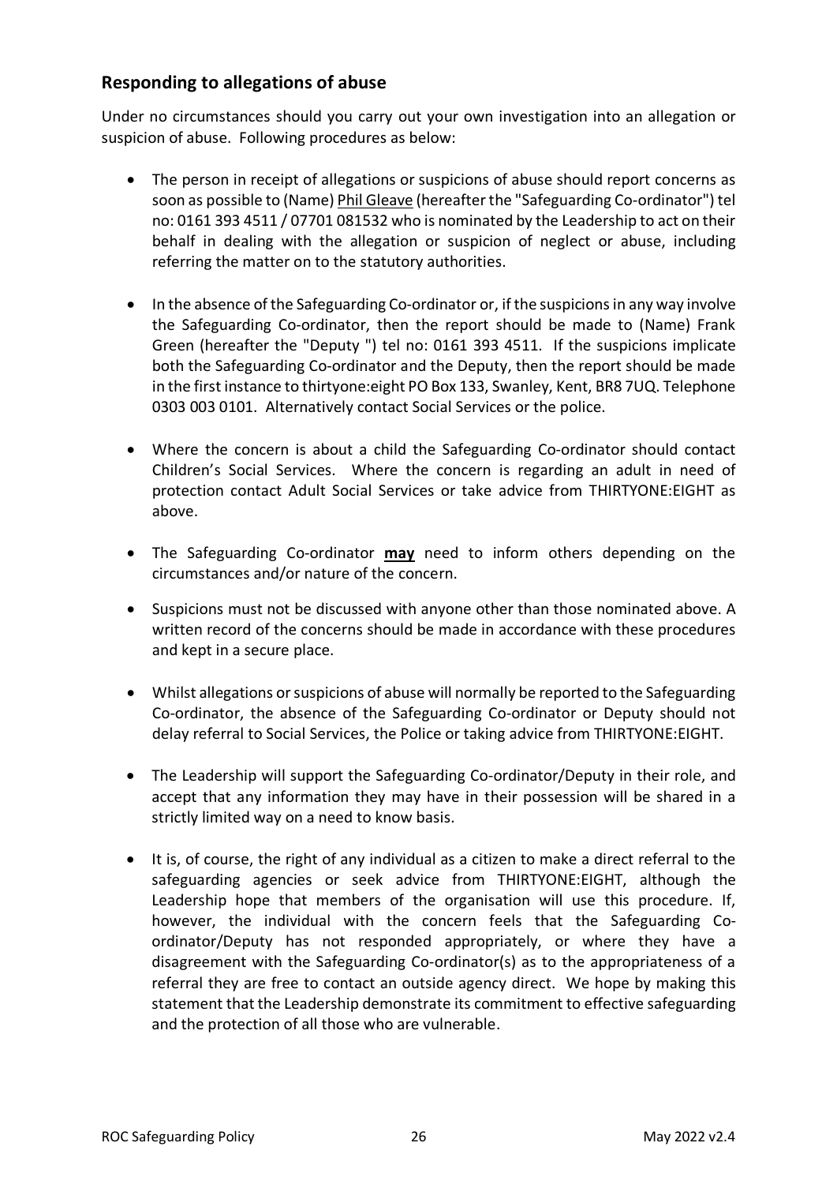## Responding to allegations of abuse

Under no circumstances should you carry out your own investigation into an allegation or suspicion of abuse. Following procedures as below:

- The person in receipt of allegations or suspicions of abuse should report concerns as soon as possible to (Name) Phil Gleave (hereafter the "Safeguarding Co-ordinator") tel no: 0161 393 4511 / 07701 081532 who is nominated by the Leadership to act on their behalf in dealing with the allegation or suspicion of neglect or abuse, including referring the matter on to the statutory authorities.

- In the absence of the Safeguarding Co-ordinator or, if the suspicions in any way involve the Safeguarding Co-ordinator, then the report should be made to (Name) Frank Green (hereafter the "Deputy ") tel no: 0161 393 4511. If the suspicions implicate both the Safeguarding Co-ordinator and the Deputy, then the report should be made in the first instance to thirtyone:eight PO Box 133, Swanley, Kent, BR8 7UQ. Telephone 0303 003 0101. Alternatively contact Social Services or the police.

- Where the concern is about a child the Safeguarding Co-ordinator should contact Children's Social Services. Where the concern is regarding an adult in need of protection contact Adult Social Services or take advice from THIRTYONE:EIGHT as above.

- The Safeguarding Co-ordinator **may** need to inform others depending on the circumstances and/or nature of the concern.

- Suspicions must not be discussed with anyone other than those nominated above. A written record of the concerns should be made in accordance with these procedures and kept in a secure place.

- Whilst allegations or suspicions of abuse will normally be reported to the Safeguarding Co-ordinator, the absence of the Safeguarding Co-ordinator or Deputy should not delay referral to Social Services, the Police or taking advice from THIRTYONE:EIGHT.

- The Leadership will support the Safeguarding Co-ordinator/Deputy in their role, and accept that any information they may have in their possession will be shared in a strictly limited way on a need to know basis.

- It is, of course, the right of any individual as a citizen to make a direct referral to the safeguarding agencies or seek advice from THIRTYONE:EIGHT, although the Leadership hope that members of the organisation will use this procedure. If, however, the individual with the concern feels that the Safeguarding Co-ordinator/Deputy has not responded appropriately, or where they have a disagreement with the Safeguarding Co-ordinator(s) as to the appropriateness of a referral they are free to contact an outside agency direct. We hope by making this statement that the Leadership demonstrate its commitment to effective safeguarding and the protection of all those who are vulnerable.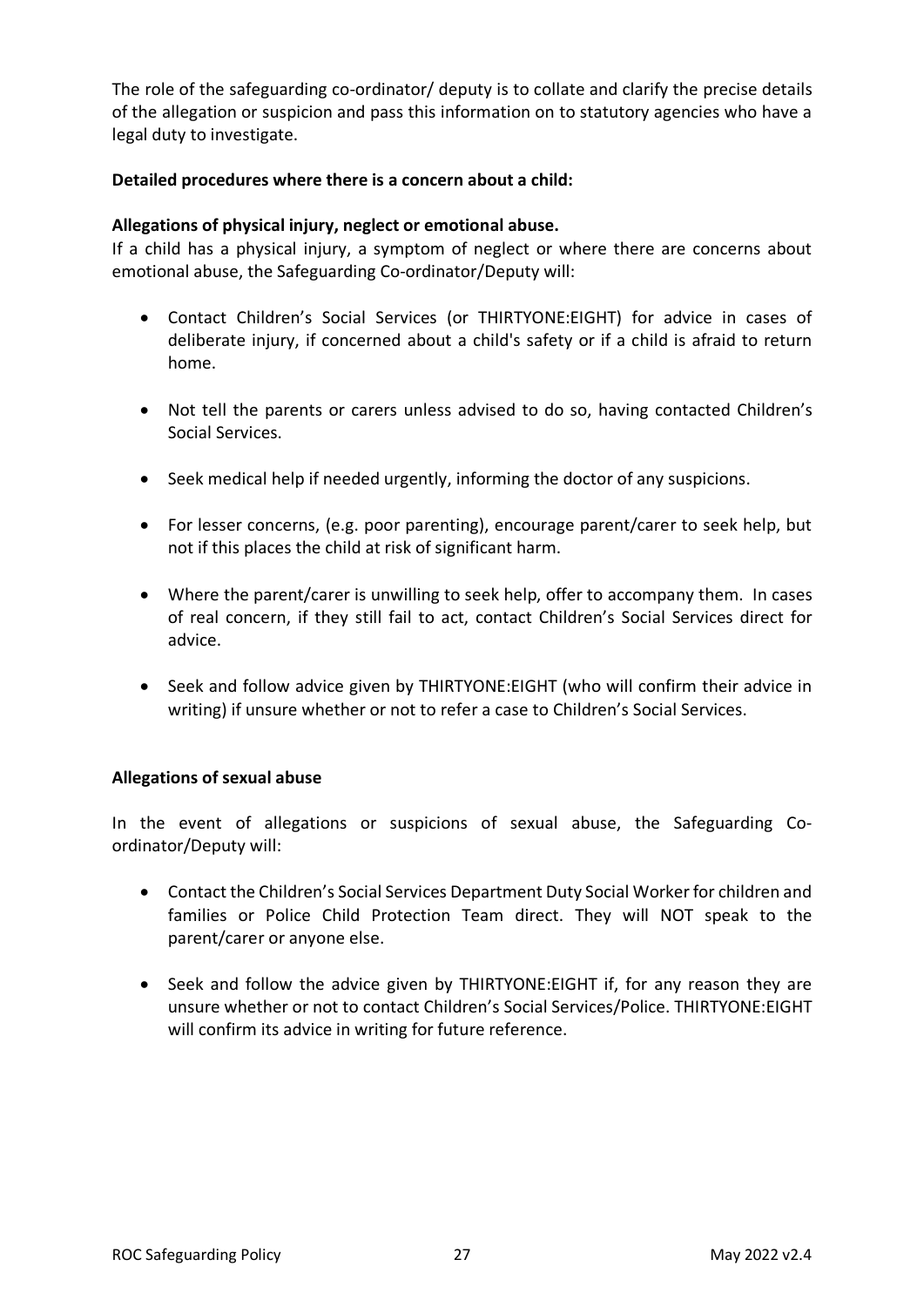The role of the safeguarding co-ordinator/ deputy is to collate and clarify the precise details of the allegation or suspicion and pass this information on to statutory agencies who have a legal duty to investigate.

**Detailed procedures where there is a concern about a child:**

**Allegations of physical injury, neglect or emotional abuse.**

If a child has a physical injury, a symptom of neglect or where there are concerns about emotional abuse, the Safeguarding Co-ordinator/Deputy will:

- Contact Children's Social Services (or THIRTYONE:EIGHT) for advice in cases of deliberate injury, if concerned about a child's safety or if a child is afraid to return home.
- Not tell the parents or carers unless advised to do so, having contacted Children's Social Services.
- Seek medical help if needed urgently, informing the doctor of any suspicions.
- For lesser concerns, (e.g. poor parenting), encourage parent/carer to seek help, but not if this places the child at risk of significant harm.
- Where the parent/carer is unwilling to seek help, offer to accompany them. In cases of real concern, if they still fail to act, contact Children's Social Services direct for advice.
- Seek and follow advice given by THIRTYONE:EIGHT (who will confirm their advice in writing) if unsure whether or not to refer a case to Children's Social Services.

**Allegations of sexual abuse**

In the event of allegations or suspicions of sexual abuse, the Safeguarding Co-ordinator/Deputy will:

- Contact the Children's Social Services Department Duty Social Worker for children and families or Police Child Protection Team direct. They will NOT speak to the parent/carer or anyone else.
- Seek and follow the advice given by THIRTYONE:EIGHT if, for any reason they are unsure whether or not to contact Children's Social Services/Police. THIRTYONE:EIGHT will confirm its advice in writing for future reference.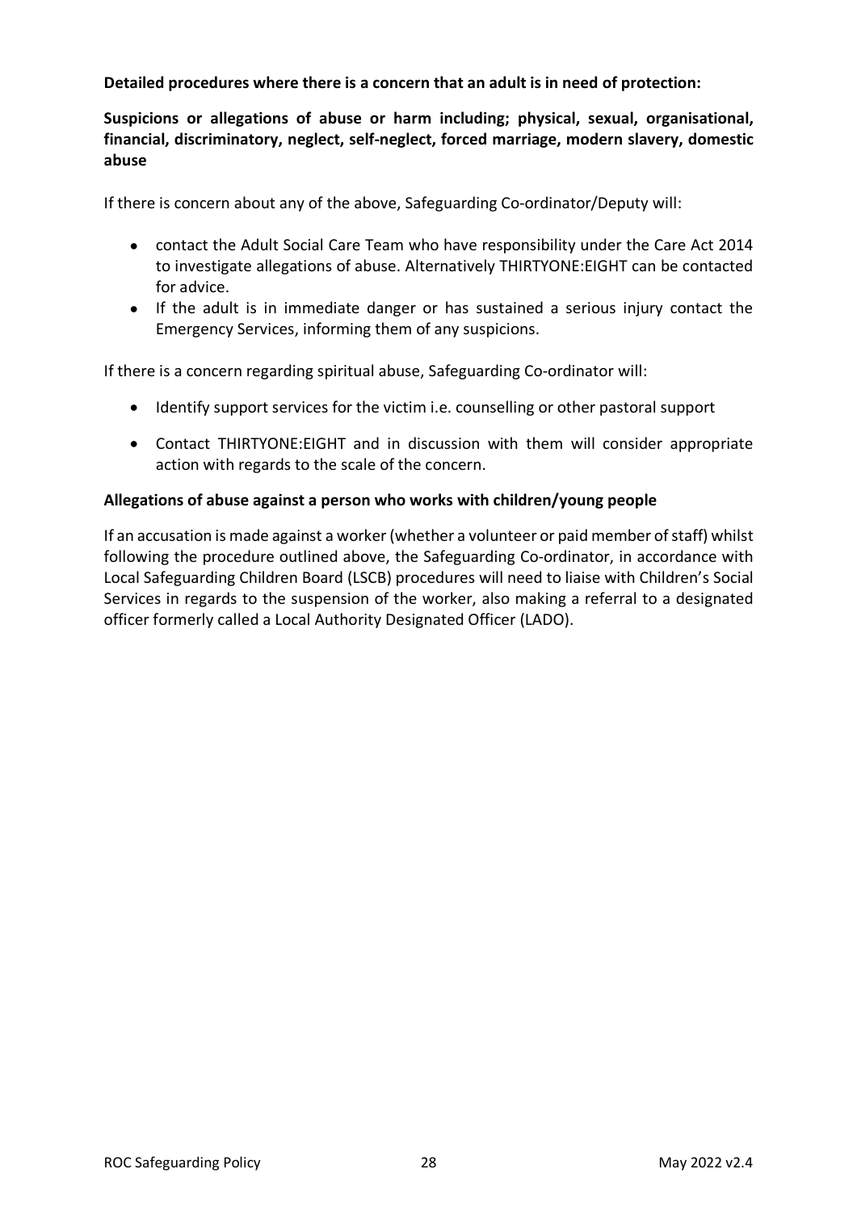**Detailed procedures where there is a concern that an adult is in need of protection:**

**Suspicions or allegations of abuse or harm including; physical, sexual, organisational, financial, discriminatory, neglect, self-neglect, forced marriage, modern slavery, domestic abuse**

If there is concern about any of the above, Safeguarding Co-ordinator/Deputy will:

- contact the Adult Social Care Team who have responsibility under the Care Act 2014 to investigate allegations of abuse. Alternatively THIRTYONE:EIGHT can be contacted for advice.
- If the adult is in immediate danger or has sustained a serious injury contact the Emergency Services, informing them of any suspicions.

If there is a concern regarding spiritual abuse, Safeguarding Co-ordinator will:

- Identify support services for the victim i.e. counselling or other pastoral support
- Contact THIRTYONE:EIGHT and in discussion with them will consider appropriate action with regards to the scale of the concern.

**Allegations of abuse against a person who works with children/young people**

If an accusation is made against a worker (whether a volunteer or paid member of staff) whilst following the procedure outlined above, the Safeguarding Co-ordinator, in accordance with Local Safeguarding Children Board (LSCB) procedures will need to liaise with Children's Social Services in regards to the suspension of the worker, also making a referral to a designated officer formerly called a Local Authority Designated Officer (LADO).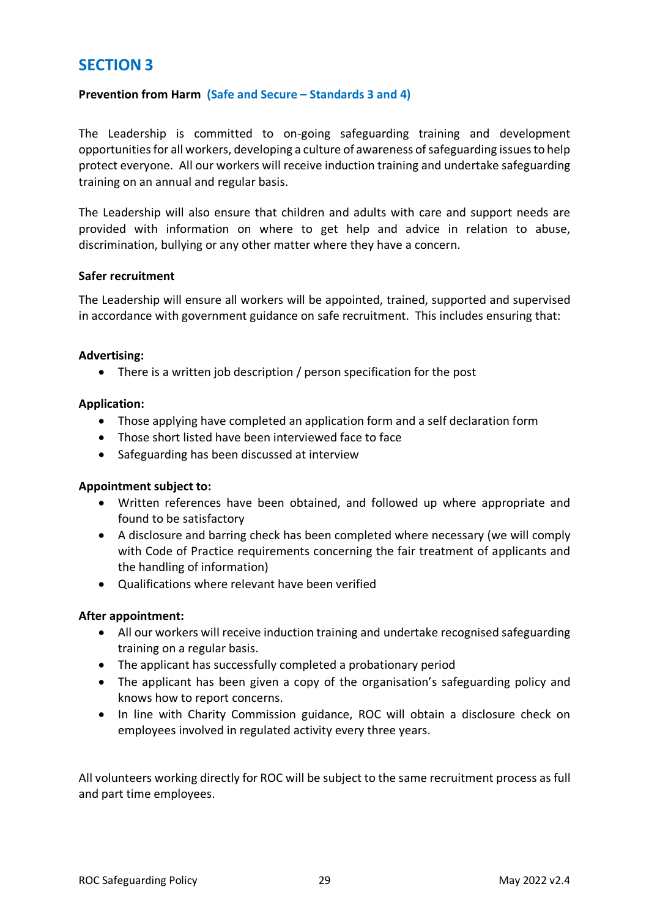## SECTION 3

**Prevention from Harm** **(Safe and Secure – Standards 3 and 4)**

The Leadership is committed to on-going safeguarding training and development opportunities for all workers, developing a culture of awareness of safeguarding issues to help protect everyone. All our workers will receive induction training and undertake safeguarding training on an annual and regular basis.

The Leadership will also ensure that children and adults with care and support needs are provided with information on where to get help and advice in relation to abuse, discrimination, bullying or any other matter where they have a concern.

**Safer recruitment**

The Leadership will ensure all workers will be appointed, trained, supported and supervised in accordance with government guidance on safe recruitment. This includes ensuring that:

**Advertising:**

- There is a written job description / person specification for the post

**Application:**

- Those applying have completed an application form and a self declaration form
- Those short listed have been interviewed face to face
- Safeguarding has been discussed at interview

**Appointment subject to:**

- Written references have been obtained, and followed up where appropriate and found to be satisfactory
- A disclosure and barring check has been completed where necessary (we will comply with Code of Practice requirements concerning the fair treatment of applicants and the handling of information)
- Qualifications where relevant have been verified

**After appointment:**

- All our workers will receive induction training and undertake recognised safeguarding training on a regular basis.
- The applicant has successfully completed a probationary period
- The applicant has been given a copy of the organisation's safeguarding policy and knows how to report concerns.
- In line with Charity Commission guidance, ROC will obtain a disclosure check on employees involved in regulated activity every three years.

All volunteers working directly for ROC will be subject to the same recruitment process as full and part time employees.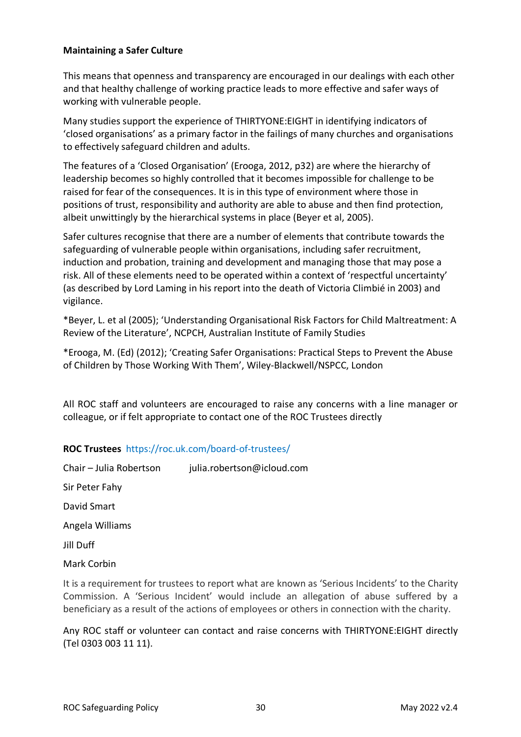**Maintaining a Safer Culture**

This means that openness and transparency are encouraged in our dealings with each other and that healthy challenge of working practice leads to more effective and safer ways of working with vulnerable people.

Many studies support the experience of THIRTYONE:EIGHT in identifying indicators of 'closed organisations' as a primary factor in the failings of many churches and organisations to effectively safeguard children and adults.

The features of a 'Closed Organisation' (Erooga, 2012, p32) are where the hierarchy of leadership becomes so highly controlled that it becomes impossible for challenge to be raised for fear of the consequences. It is in this type of environment where those in positions of trust, responsibility and authority are able to abuse and then find protection, albeit unwittingly by the hierarchical systems in place (Beyer et al, 2005).

Safer cultures recognise that there are a number of elements that contribute towards the safeguarding of vulnerable people within organisations, including safer recruitment, induction and probation, training and development and managing those that may pose a risk. All of these elements need to be operated within a context of 'respectful uncertainty' (as described by Lord Laming in his report into the death of Victoria Climbié in 2003) and vigilance.

*Beyer, L. et al (2005); 'Understanding Organisational Risk Factors for Child Maltreatment: A Review of the Literature', NCPCH, Australian Institute of Family Studies

*Erooga, M. (Ed) (2012); 'Creating Safer Organisations: Practical Steps to Prevent the Abuse of Children by Those Working With Them', Wiley-Blackwell/NSPCC, London

All ROC staff and volunteers are encouraged to raise any concerns with a line manager or colleague, or if felt appropriate to contact one of the ROC Trustees directly

**ROC Trustees** https://roc.uk.com/board-of-trustees/

Chair – Julia Robertson julia.robertson@icloud.com

Sir Peter Fahy

David Smart

Angela Williams

Jill Duff

Mark Corbin

It is a requirement for trustees to report what are known as 'Serious Incidents' to the Charity Commission. A 'Serious Incident' would include an allegation of abuse suffered by a beneficiary as a result of the actions of employees or others in connection with the charity.

Any ROC staff or volunteer can contact and raise concerns with THIRTYONE:EIGHT directly (Tel 0303 003 11 11).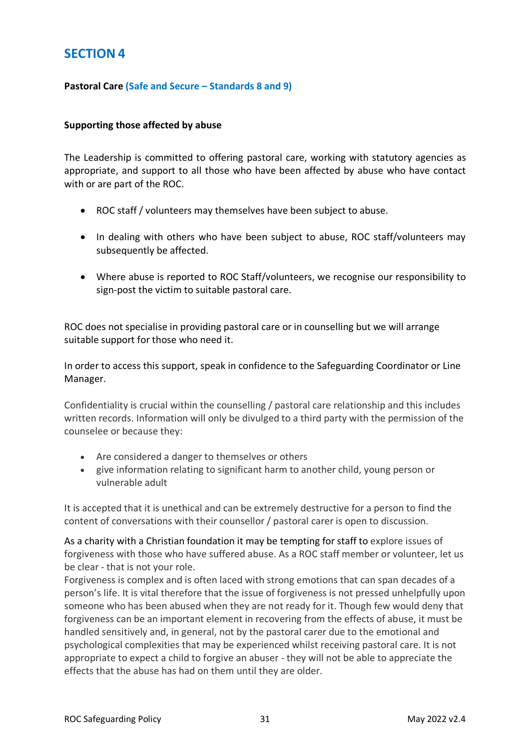# SECTION 4

**Pastoral Care** **(Safe and Secure – Standards 8 and 9)**

**Supporting those affected by abuse**

The Leadership is committed to offering pastoral care, working with statutory agencies as appropriate, and support to all those who have been affected by abuse who have contact with or are part of the ROC.

- ROC staff / volunteers may themselves have been subject to abuse.
- In dealing with others who have been subject to abuse, ROC staff/volunteers may subsequently be affected.
- Where abuse is reported to ROC Staff/volunteers, we recognise our responsibility to sign-post the victim to suitable pastoral care.

ROC does not specialise in providing pastoral care or in counselling but we will arrange suitable support for those who need it.

In order to access this support, speak in confidence to the Safeguarding Coordinator or Line Manager.

Confidentiality is crucial within the counselling / pastoral care relationship and this includes written records. Information will only be divulged to a third party with the permission of the counselee or because they:

- Are considered a danger to themselves or others
- give information relating to significant harm to another child, young person or vulnerable adult

It is accepted that it is unethical and can be extremely destructive for a person to find the content of conversations with their counsellor / pastoral carer is open to discussion.

As a charity with a Christian foundation it may be tempting for staff to explore issues of forgiveness with those who have suffered abuse. As a ROC staff member or volunteer, let us be clear - that is not your role.

Forgiveness is complex and is often laced with strong emotions that can span decades of a person's life. It is vital therefore that the issue of forgiveness is not pressed unhelpfully upon someone who has been abused when they are not ready for it. Though few would deny that forgiveness can be an important element in recovering from the effects of abuse, it must be handled sensitively and, in general, not by the pastoral carer due to the emotional and psychological complexities that may be experienced whilst receiving pastoral care. It is not appropriate to expect a child to forgive an abuser - they will not be able to appreciate the effects that the abuse has had on them until they are older.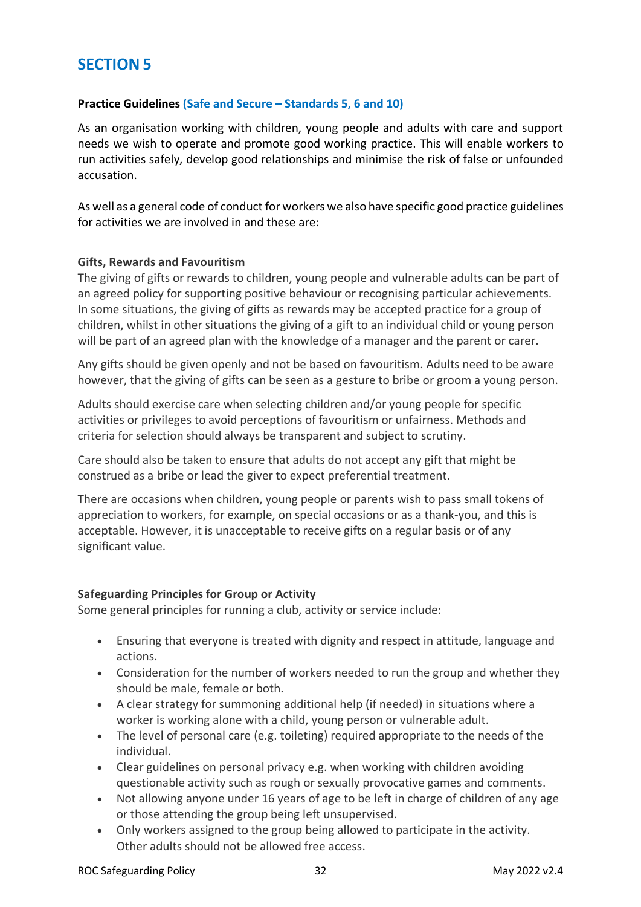# SECTION 5

**Practice Guidelines (Safe and Secure – Standards 5, 6 and 10)**

As an organisation working with children, young people and adults with care and support needs we wish to operate and promote good working practice. This will enable workers to run activities safely, develop good relationships and minimise the risk of false or unfounded accusation.

As well as a general code of conduct for workers we also have specific good practice guidelines for activities we are involved in and these are:

**Gifts, Rewards and Favouritism**

The giving of gifts or rewards to children, young people and vulnerable adults can be part of an agreed policy for supporting positive behaviour or recognising particular achievements. In some situations, the giving of gifts as rewards may be accepted practice for a group of children, whilst in other situations the giving of a gift to an individual child or young person will be part of an agreed plan with the knowledge of a manager and the parent or carer.

Any gifts should be given openly and not be based on favouritism. Adults need to be aware however, that the giving of gifts can be seen as a gesture to bribe or groom a young person.

Adults should exercise care when selecting children and/or young people for specific activities or privileges to avoid perceptions of favouritism or unfairness. Methods and criteria for selection should always be transparent and subject to scrutiny.

Care should also be taken to ensure that adults do not accept any gift that might be construed as a bribe or lead the giver to expect preferential treatment.

There are occasions when children, young people or parents wish to pass small tokens of appreciation to workers, for example, on special occasions or as a thank-you, and this is acceptable. However, it is unacceptable to receive gifts on a regular basis or of any significant value.

**Safeguarding Principles for Group or Activity**

Some general principles for running a club, activity or service include:

- Ensuring that everyone is treated with dignity and respect in attitude, language and actions.
- Consideration for the number of workers needed to run the group and whether they should be male, female or both.
- A clear strategy for summoning additional help (if needed) in situations where a worker is working alone with a child, young person or vulnerable adult.
- The level of personal care (e.g. toileting) required appropriate to the needs of the individual.
- Clear guidelines on personal privacy e.g. when working with children avoiding questionable activity such as rough or sexually provocative games and comments.
- Not allowing anyone under 16 years of age to be left in charge of children of any age or those attending the group being left unsupervised.
- Only workers assigned to the group being allowed to participate in the activity. Other adults should not be allowed free access.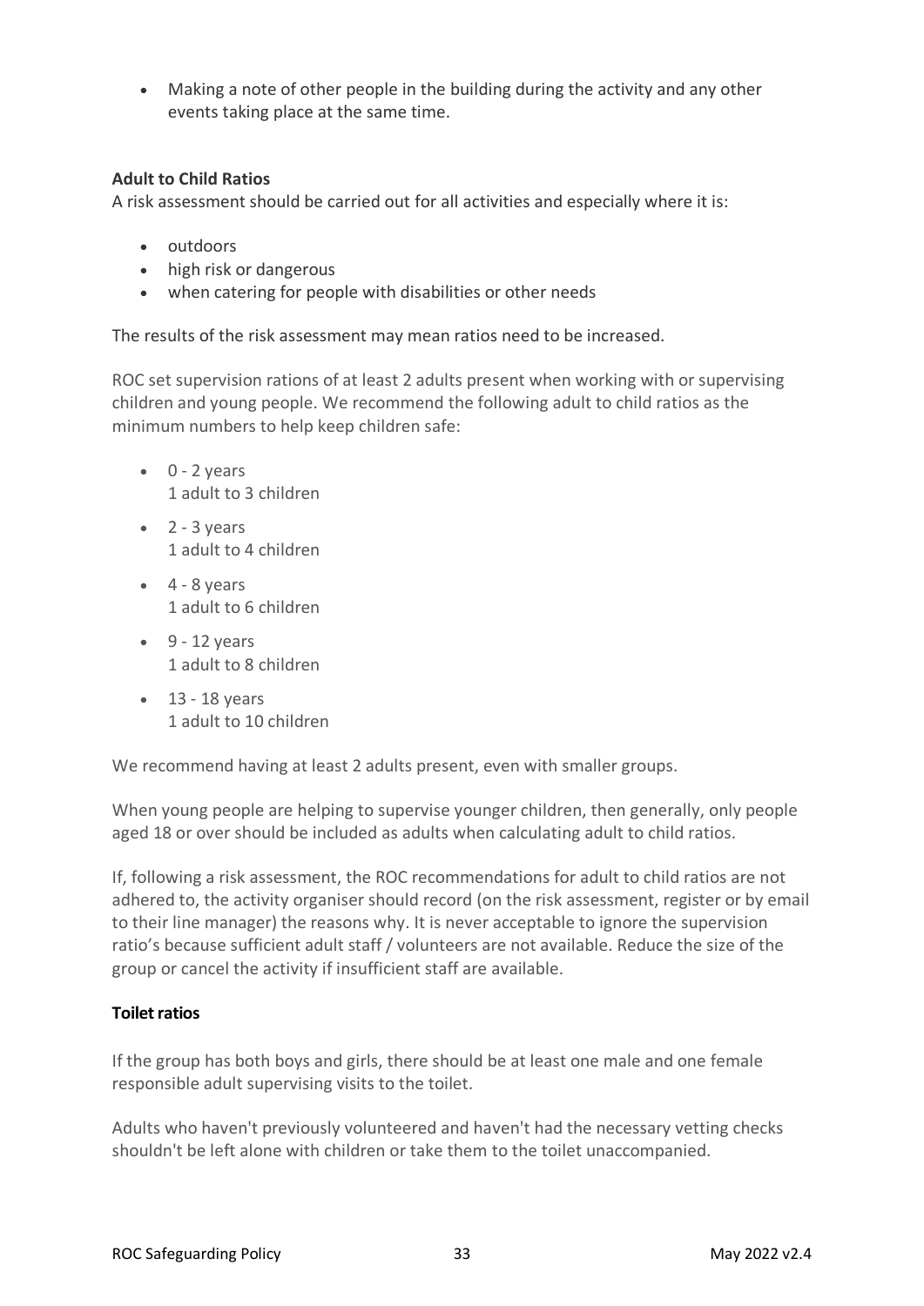- Making a note of other people in the building during the activity and any other events taking place at the same time.

**Adult to Child Ratios**

A risk assessment should be carried out for all activities and especially where it is:

- outdoors
- high risk or dangerous
- when catering for people with disabilities or other needs

The results of the risk assessment may mean ratios need to be increased.

ROC set supervision rations of at least 2 adults present when working with or supervising children and young people. We recommend the following adult to child ratios as the minimum numbers to help keep children safe:

- 0 - 2 years
  1 adult to 3 children
- 2 - 3 years
  1 adult to 4 children
- 4 - 8 years
  1 adult to 6 children
- 9 - 12 years
  1 adult to 8 children
- 13 - 18 years
  1 adult to 10 children

We recommend having at least 2 adults present, even with smaller groups.

When young people are helping to supervise younger children, then generally, only people aged 18 or over should be included as adults when calculating adult to child ratios.

If, following a risk assessment, the ROC recommendations for adult to child ratios are not adhered to, the activity organiser should record (on the risk assessment, register or by email to their line manager) the reasons why. It is never acceptable to ignore the supervision ratio's because sufficient adult staff / volunteers are not available. Reduce the size of the group or cancel the activity if insufficient staff are available.

**Toilet ratios**

If the group has both boys and girls, there should be at least one male and one female responsible adult supervising visits to the toilet.

Adults who haven't previously volunteered and haven't had the necessary vetting checks shouldn't be left alone with children or take them to the toilet unaccompanied.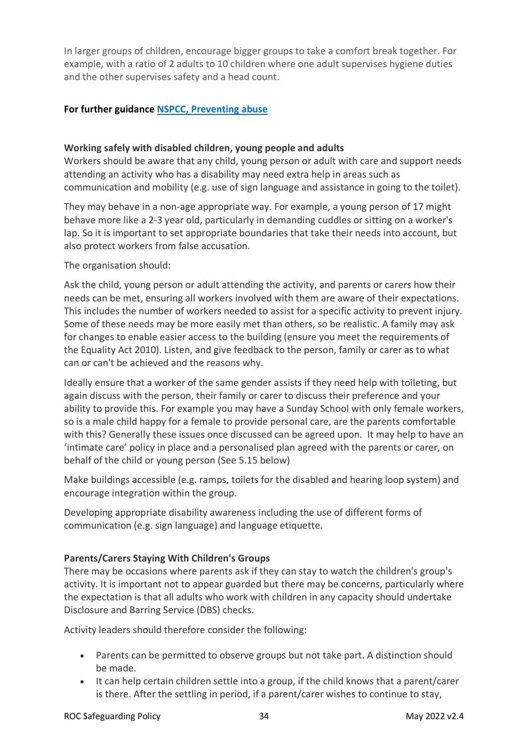In larger groups of children, encourage bigger groups to take a comfort break together. For example, with a ratio of 2 adults to 10 children where one adult supervises hygiene duties and the other supervises safety and a head count.

**For further guidance [NSPCC, Preventing abuse]()**

**Working safely with disabled children, young people and adults**

Workers should be aware that any child, young person or adult with care and support needs attending an activity who has a disability may need extra help in areas such as communication and mobility (e.g. use of sign language and assistance in going to the toilet).

They may behave in a non-age appropriate way. For example, a young person of 17 might behave more like a 2-3 year old, particularly in demanding cuddles or sitting on a worker's lap. So it is important to set appropriate boundaries that take their needs into account, but also protect workers from false accusation.

The organisation should:

Ask the child, young person or adult attending the activity, and parents or carers how their needs can be met, ensuring all workers involved with them are aware of their expectations. This includes the number of workers needed to assist for a specific activity to prevent injury. Some of these needs may be more easily met than others, so be realistic. A family may ask for changes to enable easier access to the building (ensure you meet the requirements of the Equality Act 2010). Listen, and give feedback to the person, family or carer as to what can or can't be achieved and the reasons why.

Ideally ensure that a worker of the same gender assists if they need help with toileting, but again discuss with the person, their family or carer to discuss their preference and your ability to provide this. For example you may have a Sunday School with only female workers, so is a male child happy for a female to provide personal care, are the parents comfortable with this? Generally these issues once discussed can be agreed upon. It may help to have an 'intimate care' policy in place and a personalised plan agreed with the parents or carer, on behalf of the child or young person (See 5.15 below)

Make buildings accessible (e.g. ramps, toilets for the disabled and hearing loop system) and encourage integration within the group.

Developing appropriate disability awareness including the use of different forms of communication (e.g. sign language) and language etiquette.

**Parents/Carers Staying With Children's Groups**

There may be occasions where parents ask if they can stay to watch the children's group's activity. It is important not to appear guarded but there may be concerns, particularly where the expectation is that all adults who work with children in any capacity should undertake Disclosure and Barring Service (DBS) checks.

Activity leaders should therefore consider the following:

- Parents can be permitted to observe groups but not take part. A distinction should be made.
- It can help certain children settle into a group, if the child knows that a parent/carer is there. After the settling in period, if a parent/carer wishes to continue to stay,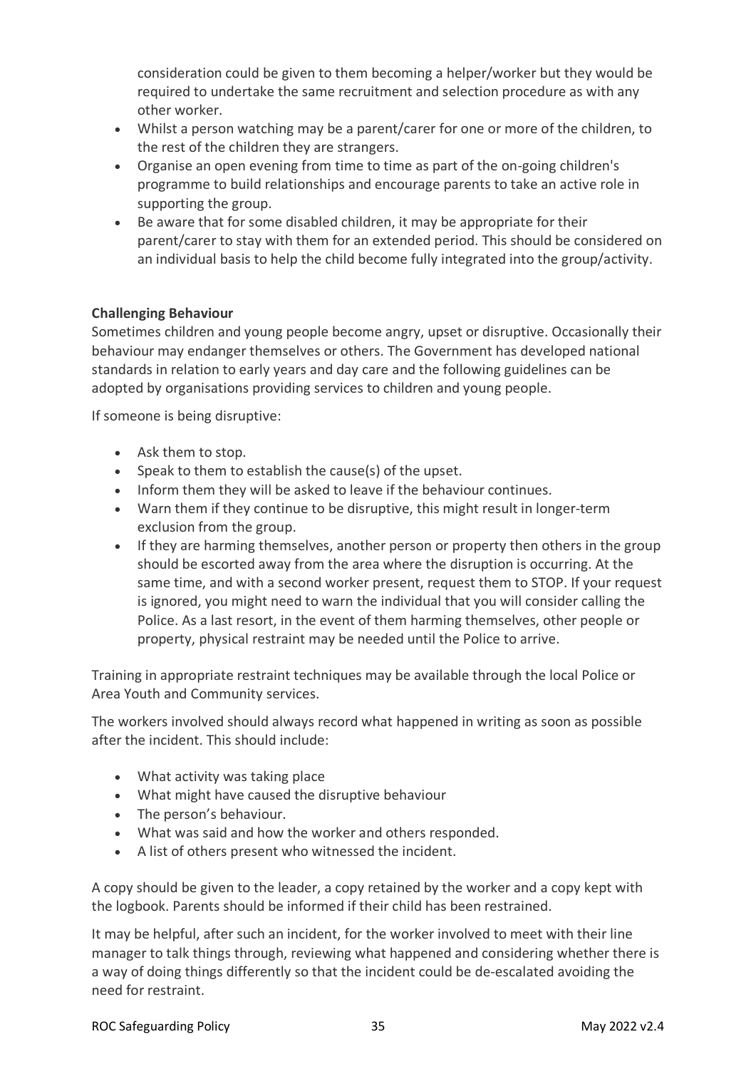consideration could be given to them becoming a helper/worker but they would be required to undertake the same recruitment and selection procedure as with any other worker.

- Whilst a person watching may be a parent/carer for one or more of the children, to the rest of the children they are strangers.
- Organise an open evening from time to time as part of the on-going children's programme to build relationships and encourage parents to take an active role in supporting the group.
- Be aware that for some disabled children, it may be appropriate for their parent/carer to stay with them for an extended period. This should be considered on an individual basis to help the child become fully integrated into the group/activity.

**Challenging Behaviour**

Sometimes children and young people become angry, upset or disruptive. Occasionally their behaviour may endanger themselves or others. The Government has developed national standards in relation to early years and day care and the following guidelines can be adopted by organisations providing services to children and young people.

If someone is being disruptive:

- Ask them to stop.
- Speak to them to establish the cause(s) of the upset.
- Inform them they will be asked to leave if the behaviour continues.
- Warn them if they continue to be disruptive, this might result in longer-term exclusion from the group.
- If they are harming themselves, another person or property then others in the group should be escorted away from the area where the disruption is occurring. At the same time, and with a second worker present, request them to STOP. If your request is ignored, you might need to warn the individual that you will consider calling the Police. As a last resort, in the event of them harming themselves, other people or property, physical restraint may be needed until the Police to arrive.

Training in appropriate restraint techniques may be available through the local Police or Area Youth and Community services.

The workers involved should always record what happened in writing as soon as possible after the incident. This should include:

- What activity was taking place
- What might have caused the disruptive behaviour
- The person's behaviour.
- What was said and how the worker and others responded.
- A list of others present who witnessed the incident.

A copy should be given to the leader, a copy retained by the worker and a copy kept with the logbook. Parents should be informed if their child has been restrained.

It may be helpful, after such an incident, for the worker involved to meet with their line manager to talk things through, reviewing what happened and considering whether there is a way of doing things differently so that the incident could be de-escalated avoiding the need for restraint.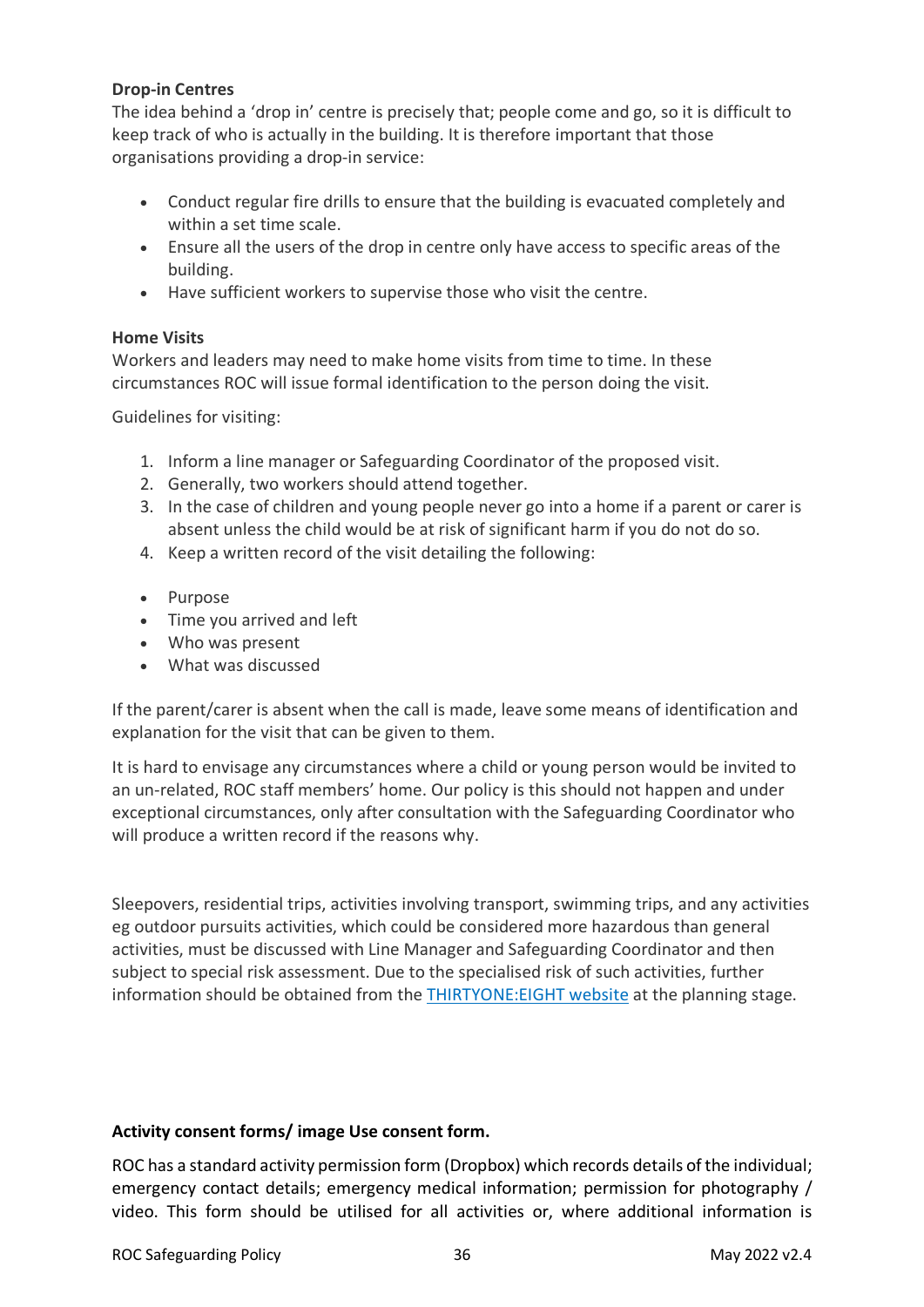**Drop-in Centres**

The idea behind a 'drop in' centre is precisely that; people come and go, so it is difficult to keep track of who is actually in the building. It is therefore important that those organisations providing a drop-in service:

- Conduct regular fire drills to ensure that the building is evacuated completely and within a set time scale.
- Ensure all the users of the drop in centre only have access to specific areas of the building.
- Have sufficient workers to supervise those who visit the centre.

**Home Visits**

Workers and leaders may need to make home visits from time to time. In these circumstances ROC will issue formal identification to the person doing the visit.

Guidelines for visiting:

1. Inform a line manager or Safeguarding Coordinator of the proposed visit.
2. Generally, two workers should attend together.
3. In the case of children and young people never go into a home if a parent or carer is absent unless the child would be at risk of significant harm if you do not do so.
4. Keep a written record of the visit detailing the following:

- Purpose
- Time you arrived and left
- Who was present
- What was discussed

If the parent/carer is absent when the call is made, leave some means of identification and explanation for the visit that can be given to them.

It is hard to envisage any circumstances where a child or young person would be invited to an un-related, ROC staff members' home. Our policy is this should not happen and under exceptional circumstances, only after consultation with the Safeguarding Coordinator who will produce a written record if the reasons why.

Sleepovers, residential trips, activities involving transport, swimming trips, and any activities eg outdoor pursuits activities, which could be considered more hazardous than general activities, must be discussed with Line Manager and Safeguarding Coordinator and then subject to special risk assessment. Due to the specialised risk of such activities, further information should be obtained from the THIRTYONE:EIGHT website at the planning stage.

**Activity consent forms/ image Use consent form.**

ROC has a standard activity permission form (Dropbox) which records details of the individual; emergency contact details; emergency medical information; permission for photography / video. This form should be utilised for all activities or, where additional information is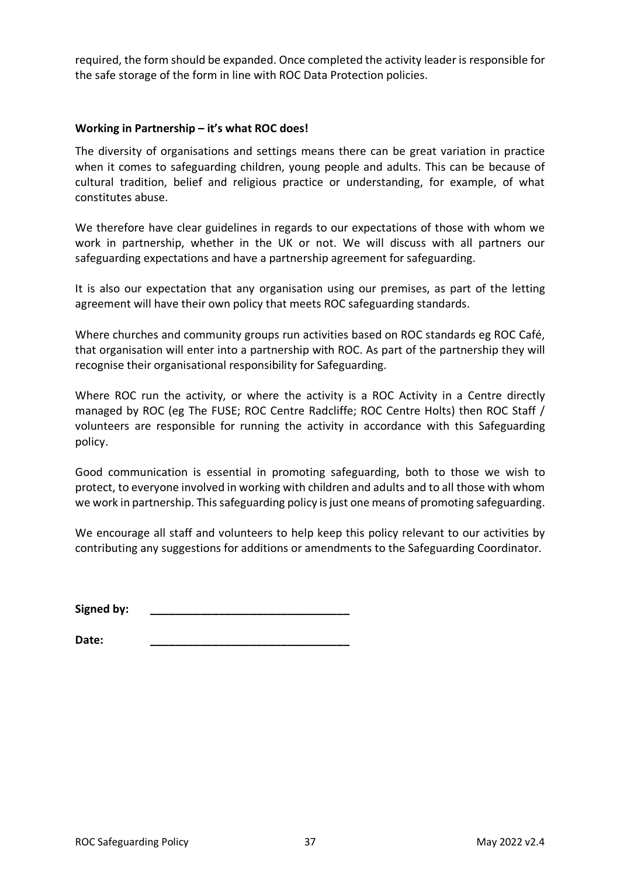required, the form should be expanded. Once completed the activity leader is responsible for the safe storage of the form in line with ROC Data Protection policies.

**Working in Partnership – it's what ROC does!**

The diversity of organisations and settings means there can be great variation in practice when it comes to safeguarding children, young people and adults. This can be because of cultural tradition, belief and religious practice or understanding, for example, of what constitutes abuse.

We therefore have clear guidelines in regards to our expectations of those with whom we work in partnership, whether in the UK or not. We will discuss with all partners our safeguarding expectations and have a partnership agreement for safeguarding.

It is also our expectation that any organisation using our premises, as part of the letting agreement will have their own policy that meets ROC safeguarding standards.

Where churches and community groups run activities based on ROC standards eg ROC Café, that organisation will enter into a partnership with ROC. As part of the partnership they will recognise their organisational responsibility for Safeguarding.

Where ROC run the activity, or where the activity is a ROC Activity in a Centre directly managed by ROC (eg The FUSE; ROC Centre Radcliffe; ROC Centre Holts) then ROC Staff / volunteers are responsible for running the activity in accordance with this Safeguarding policy.

Good communication is essential in promoting safeguarding, both to those we wish to protect, to everyone involved in working with children and adults and to all those with whom we work in partnership. This safeguarding policy is just one means of promoting safeguarding.

We encourage all staff and volunteers to help keep this policy relevant to our activities by contributing any suggestions for additions or amendments to the Safeguarding Coordinator.

**Signed by:** ________________________________

**Date:** ________________________________